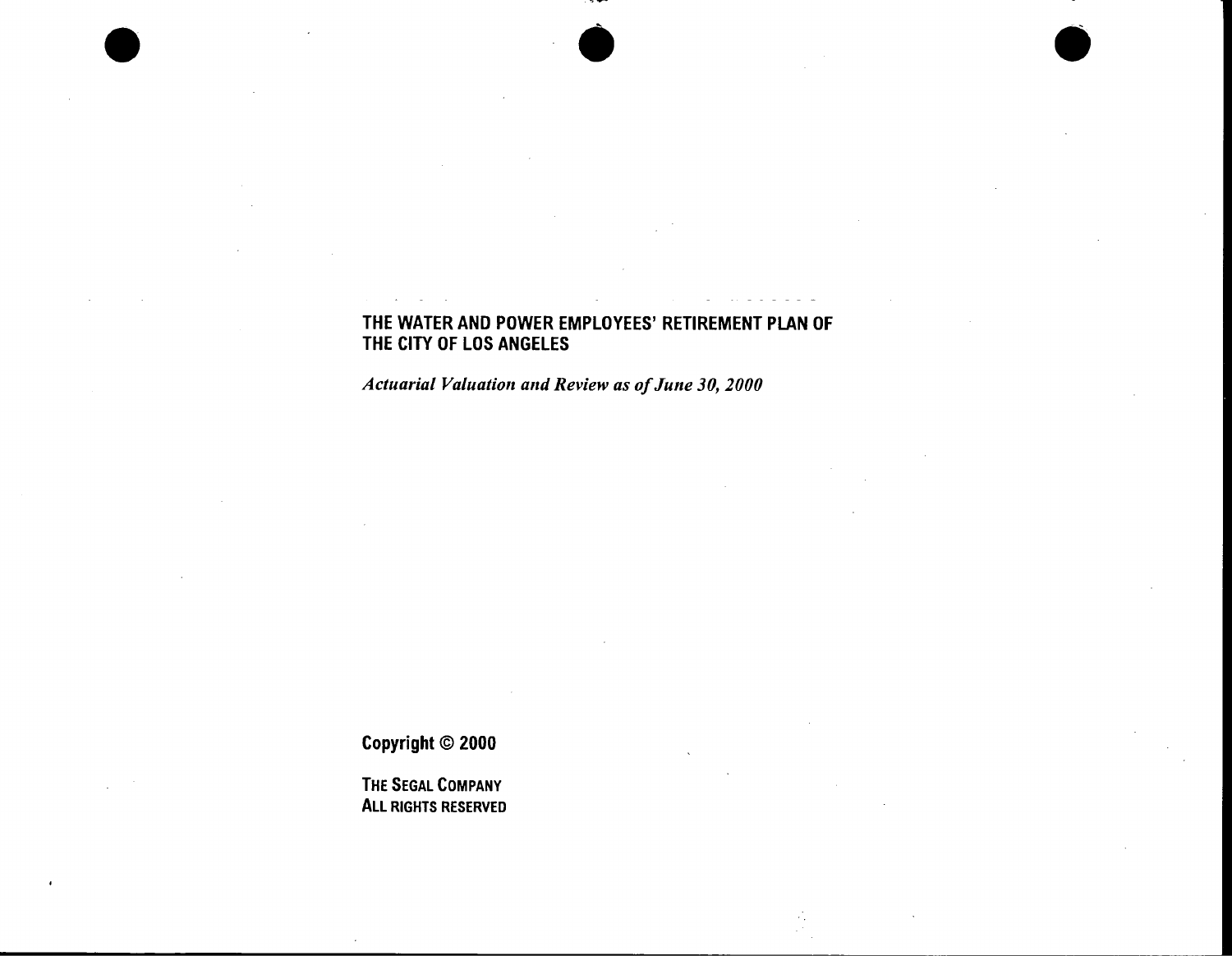# THE WATER AND POWER EMPLOYEES' RETIREMENT PLAN OF THE CITY OF LOS ANGELES

*Actuarial Valuation and Review as of June 30, 2000*

**Copyright © 2000**

**THE SEGAL COMPANY**
**ALL RIGHTS RESERVED**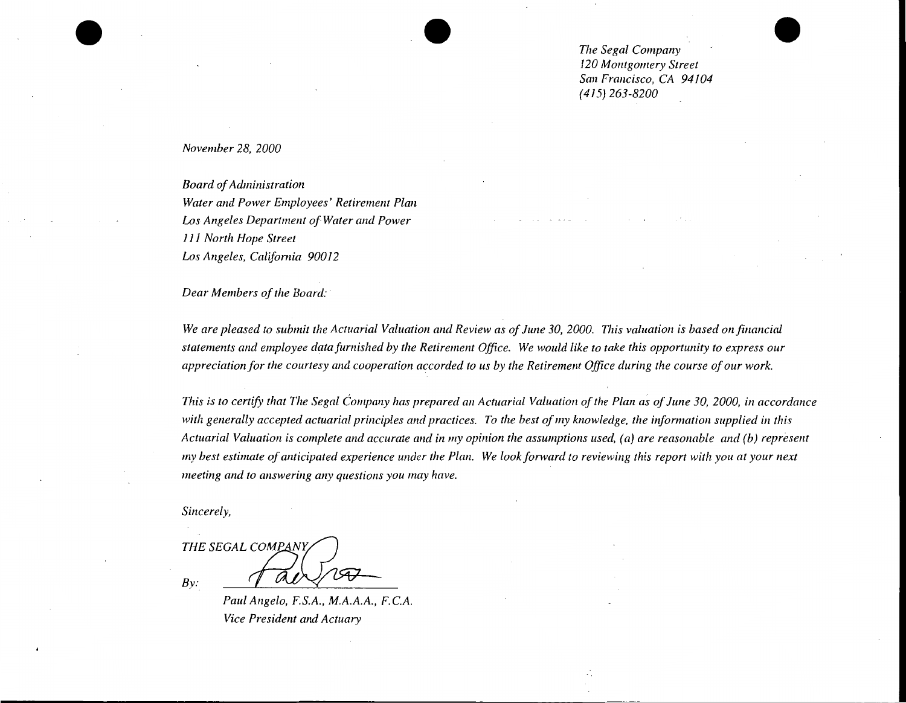*The Segal Company*
*120 Montgomery Street*
*San Francisco, CA 94104*
*(415) 263-8200*

*November 28, 2000*

*Board of Administration*
*Water and Power Employees' Retirement Plan*
*Los Angeles Department of Water and Power*
*111 North Hope Street*
*Los Angeles, California 90012*

*Dear Members of the Board:*

*We are pleased to submit the Actuarial Valuation and Review as of June 30, 2000. This valuation is based on financial statements and employee data furnished by the Retirement Office. We would like to take this opportunity to express our appreciation for the courtesy and cooperation accorded to us by the Retirement Office during the course of our work.*

*This is to certify that The Segal Company has prepared an Actuarial Valuation of the Plan as of June 30, 2000, in accordance with generally accepted actuarial principles and practices. To the best of my knowledge, the information supplied in this Actuarial Valuation is complete and accurate and in my opinion the assumptions used, (a) are reasonable and (b) represent my best estimate of anticipated experience under the Plan. We look forward to reviewing this report with you at your next meeting and to answering any questions you may have.*

*Sincerely,*

*THE SEGAL COMPANY*

*By:* \_\_\_\_\_\_\_\_\_\_\_\_\_\_\_\_\_\_\_\_

*Paul Angelo, F.S.A., M.A.A.A., F.C.A.*
*Vice President and Actuary*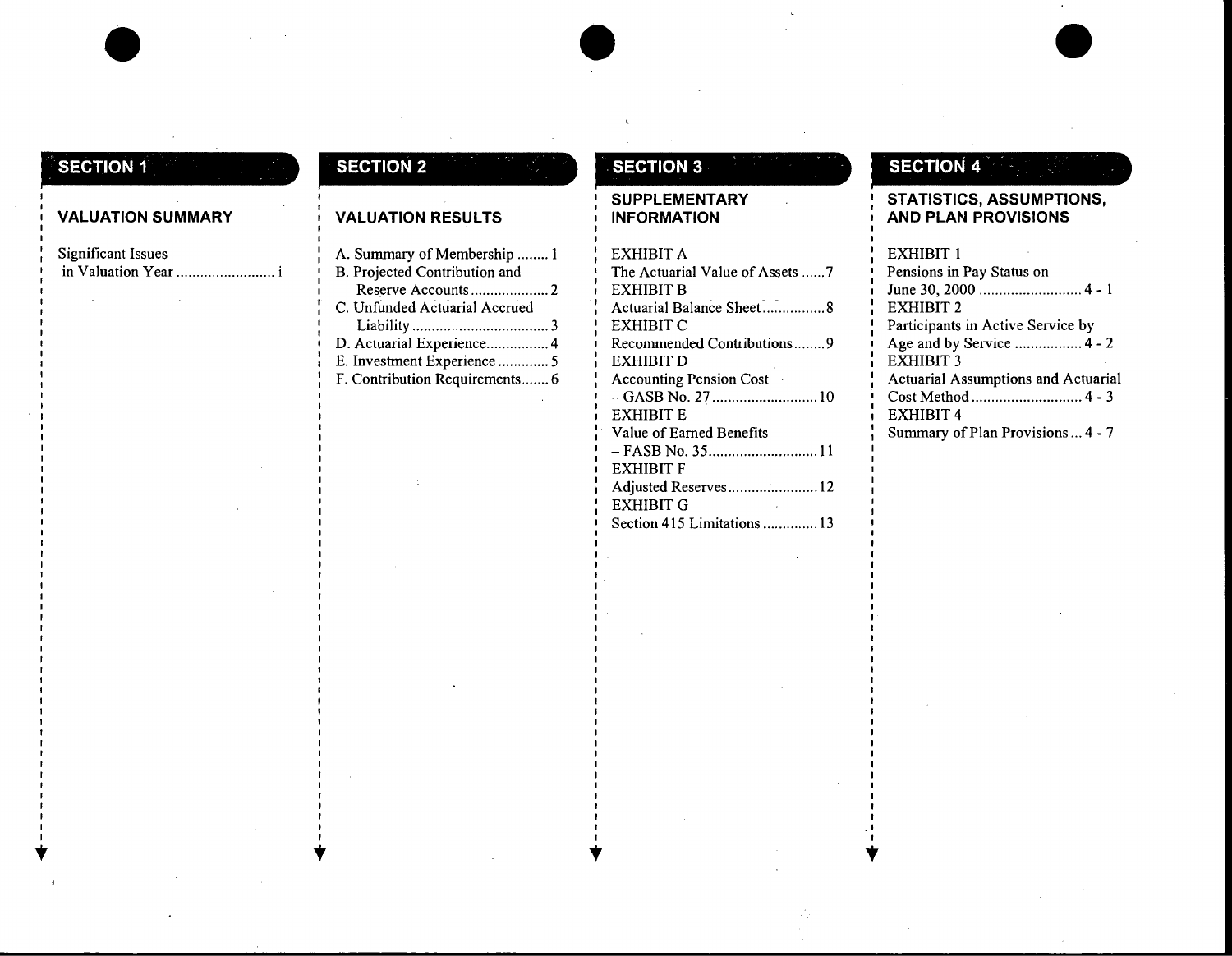## SECTION 1

### VALUATION SUMMARY

Significant Issues in Valuation Year ......................... i

## SECTION 2

### VALUATION RESULTS

A. Summary of Membership ........ 1
B. Projected Contribution and Reserve Accounts .................... 2
C. Unfunded Actuarial Accrued Liability .................................. 3
D. Actuarial Experience................ 4
E. Investment Experience ............. 5
F. Contribution Requirements....... 6

## SECTION 3

### SUPPLEMENTARY INFORMATION

EXHIBIT A
The Actuarial Value of Assets ......7

EXHIBIT B
Actuarial Balance Sheet................8

EXHIBIT C
Recommended Contributions........9

EXHIBIT D
Accounting Pension Cost – GASB No. 27...........................10

EXHIBIT E
Value of Earned Benefits – FASB No. 35............................11

EXHIBIT F
Adjusted Reserves.......................12

EXHIBIT G
Section 415 Limitations ..............13

## SECTION 4

### STATISTICS, ASSUMPTIONS, AND PLAN PROVISIONS

EXHIBIT 1
Pensions in Pay Status on June 30, 2000 .......................... 4 - 1

EXHIBIT 2
Participants in Active Service by Age and by Service ................. 4 - 2

EXHIBIT 3
Actuarial Assumptions and Actuarial Cost Method ............................ 4 - 3

EXHIBIT 4
Summary of Plan Provisions ... 4 - 7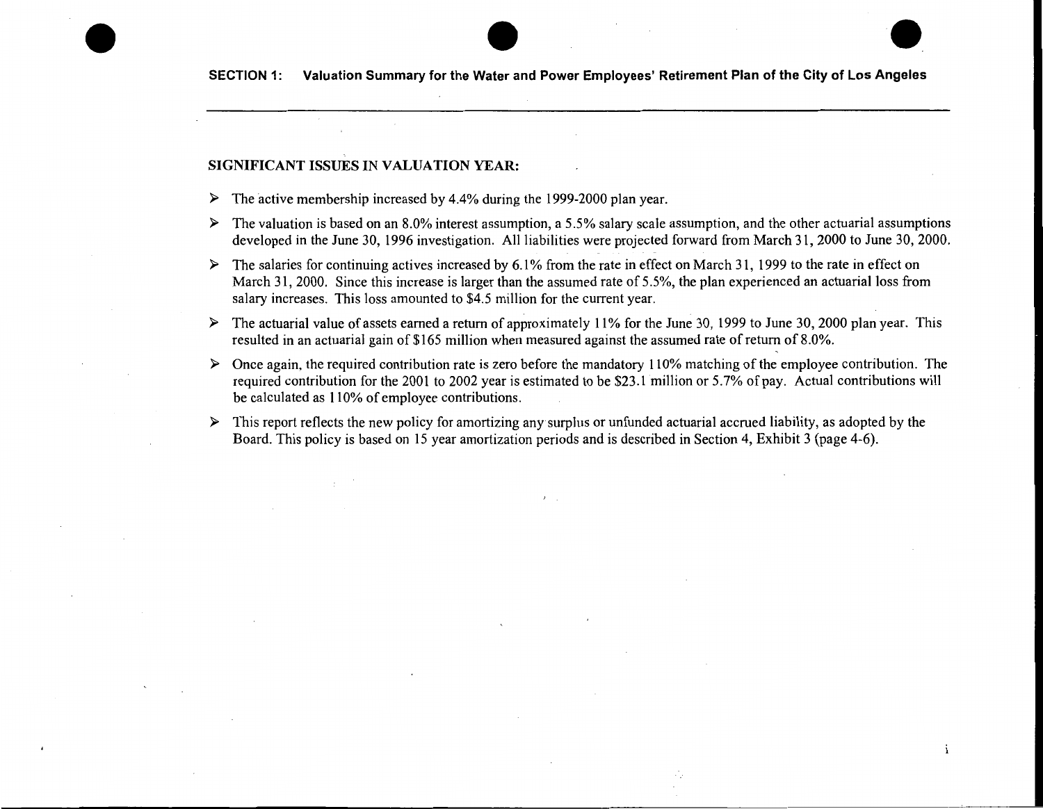## SECTION 1: Valuation Summary for the Water and Power Employees' Retirement Plan of the City of Los Angeles

### SIGNIFICANT ISSUES IN VALUATION YEAR:

- The active membership increased by 4.4% during the 1999-2000 plan year.
- The valuation is based on an 8.0% interest assumption, a 5.5% salary scale assumption, and the other actuarial assumptions developed in the June 30, 1996 investigation. All liabilities were projected forward from March 31, 2000 to June 30, 2000.
- The salaries for continuing actives increased by 6.1% from the rate in effect on March 31, 1999 to the rate in effect on March 31, 2000. Since this increase is larger than the assumed rate of 5.5%, the plan experienced an actuarial loss from salary increases. This loss amounted to $4.5 million for the current year.
- The actuarial value of assets earned a return of approximately 11% for the June 30, 1999 to June 30, 2000 plan year. This resulted in an actuarial gain of $165 million when measured against the assumed rate of return of 8.0%.
- Once again, the required contribution rate is zero before the mandatory 110% matching of the employee contribution. The required contribution for the 2001 to 2002 year is estimated to be $23.1 million or 5.7% of pay. Actual contributions will be calculated as 110% of employee contributions.
- This report reflects the new policy for amortizing any surplus or unfunded actuarial accrued liability, as adopted by the Board. This policy is based on 15 year amortization periods and is described in Section 4, Exhibit 3 (page 4-6).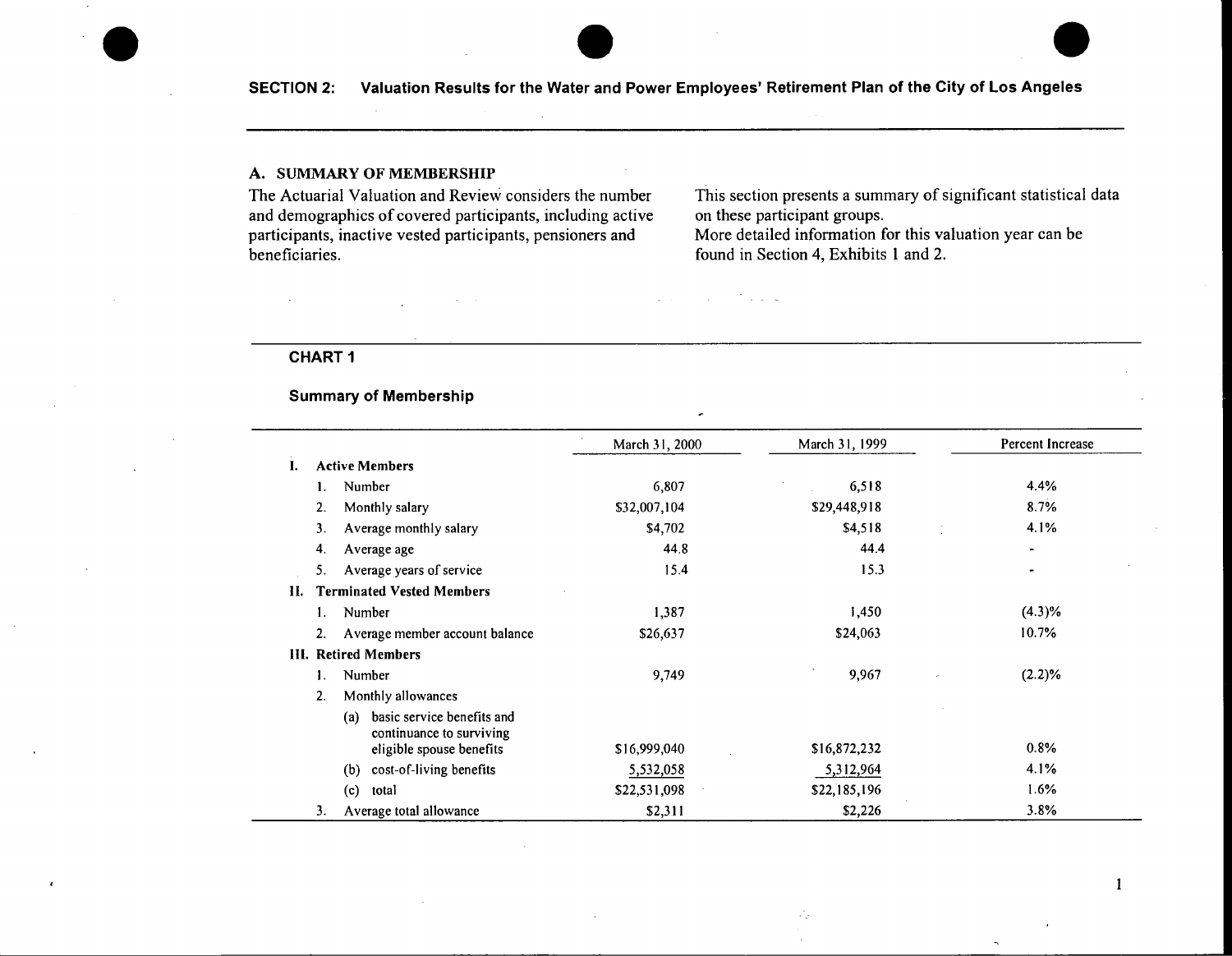## SECTION 2: Valuation Results for the Water and Power Employees' Retirement Plan of the City of Los Angeles

### A. SUMMARY OF MEMBERSHIP

The Actuarial Valuation and Review considers the number and demographics of covered participants, including active participants, inactive vested participants, pensioners and beneficiaries.

This section presents a summary of significant statistical data on these participant groups.

More detailed information for this valuation year can be found in Section 4, Exhibits 1 and 2.

**CHART 1**

**Summary of Membership**

| | March 31, 2000 | March 31, 1999 | Percent Increase |
|---|---|---|---|
| **I. Active Members** | | | |
| 1. Number | 6,807 | 6,518 | 4.4% |
| 2. Monthly salary | $32,007,104 | $29,448,918 | 8.7% |
| 3. Average monthly salary | $4,702 | $4,518 | 4.1% |
| 4. Average age | 44.8 | 44.4 | - |
| 5. Average years of service | 15.4 | 15.3 | - |
| **II. Terminated Vested Members** | | | |
| 1. Number | 1,387 | 1,450 | (4.3)% |
| 2. Average member account balance | $26,637 | $24,063 | 10.7% |
| **III. Retired Members** | | | |
| 1. Number | 9,749 | 9,967 | (2.2)% |
| 2. Monthly allowances | | | |
| (a) basic service benefits and continuance to surviving eligible spouse benefits | $16,999,040 | $16,872,232 | 0.8% |
| (b) cost-of-living benefits | 5,532,058 | 5,312,964 | 4.1% |
| (c) total | $22,531,098 | $22,185,196 | 1.6% |
| 3. Average total allowance | $2,311 | $2,226 | 3.8% |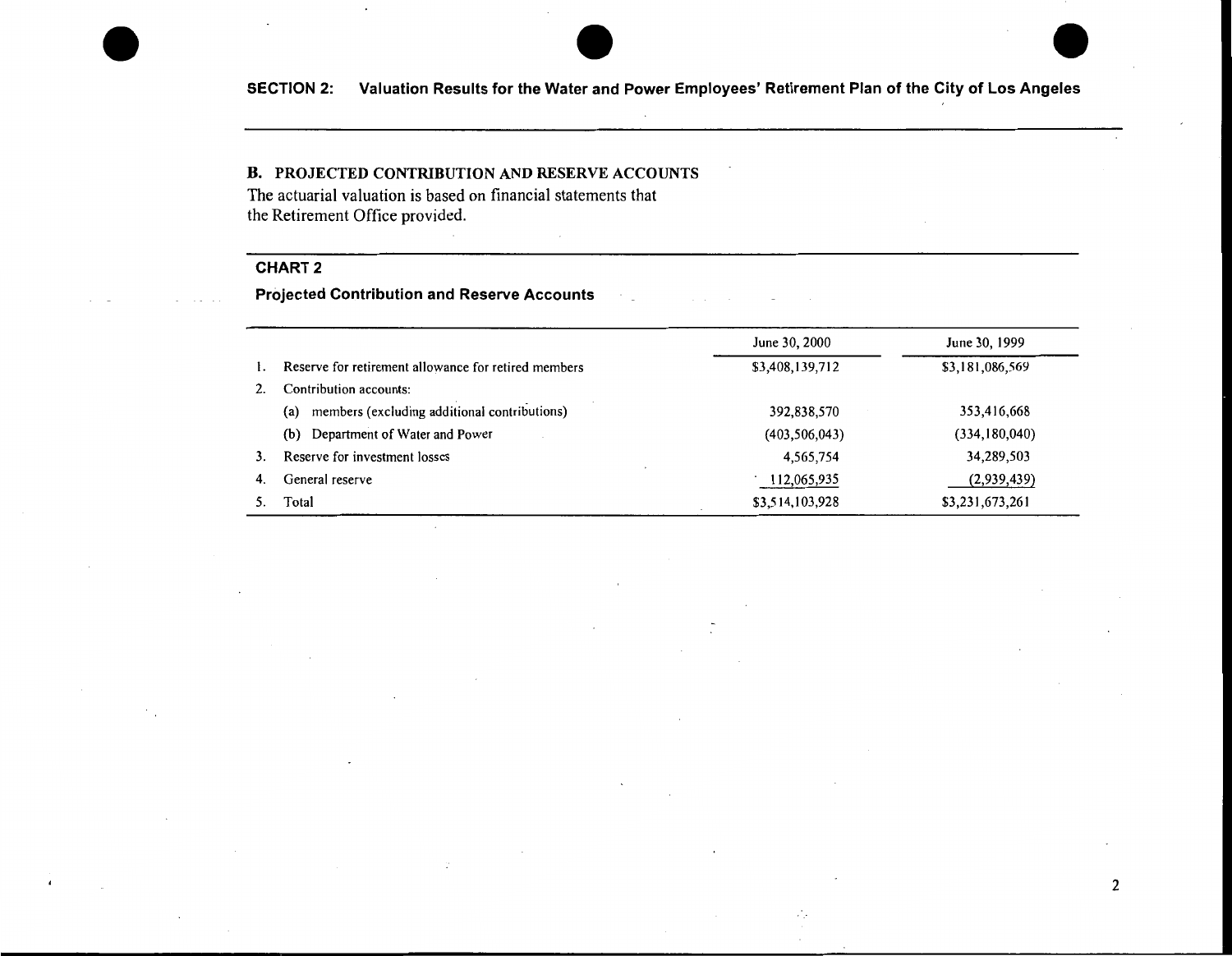## SECTION 2: Valuation Results for the Water and Power Employees' Retirement Plan of the City of Los Angeles

### B. PROJECTED CONTRIBUTION AND RESERVE ACCOUNTS

The actuarial valuation is based on financial statements that the Retirement Office provided.

**CHART 2**

**Projected Contribution and Reserve Accounts**

| | | June 30, 2000 | June 30, 1999 |
|---|---|---|---|
| 1. | Reserve for retirement allowance for retired members | $3,408,139,712 | $3,181,086,569 |
| 2. | Contribution accounts: | | |
| | (a) members (excluding additional contributions) | 392,838,570 | 353,416,668 |
| | (b) Department of Water and Power | (403,506,043) | (334,180,040) |
| 3. | Reserve for investment losses | 4,565,754 | 34,289,503 |
| 4. | General reserve | 112,065,935 | (2,939,439) |
| 5. | Total | $3,514,103,928 | $3,231,673,261 |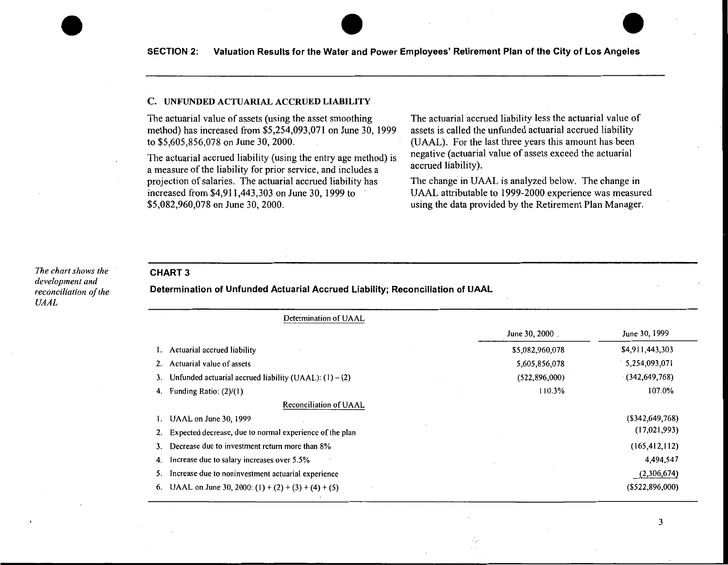## C. UNFUNDED ACTUARIAL ACCRUED LIABILITY

The actuarial value of assets (using the asset smoothing method) has increased from $5,254,093,071 on June 30, 1999 to $5,605,856,078 on June 30, 2000.

The actuarial accrued liability (using the entry age method) is a measure of the liability for prior service, and includes a projection of salaries. The actuarial accrued liability has increased from $4,911,443,303 on June 30, 1999 to $5,082,960,078 on June 30, 2000.

The actuarial accrued liability less the actuarial value of assets is called the unfunded actuarial accrued liability (UAAL). For the last three years this amount has been negative (actuarial value of assets exceed the actuarial accrued liability).

The change in UAAL is analyzed below. The change in UAAL attributable to 1999-2000 experience was measured using the data provided by the Retirement Plan Manager.

*The chart shows the development and reconciliation of the UAAL*

### CHART 3

**Determination of Unfunded Actuarial Accrued Liability; Reconciliation of UAAL**

| Determination of UAAL | June 30, 2000 | June 30, 1999 |
|---|---|---|
| 1. Actuarial accrued liability | $5,082,960,078 | $4,911,443,303 |
| 2. Actuarial value of assets | 5,605,856,078 | 5,254,093,071 |
| 3. Unfunded actuarial accrued liability (UAAL): (1) – (2) | (522,896,000) | (342,649,768) |
| 4. Funding Ratio: (2)/(1) | 110.3% | 107.0% |
| **Reconciliation of UAAL** | | |
| 1. UAAL on June 30, 1999 | | ($342,649,768) |
| 2. Expected decrease, due to normal experience of the plan | | (17,021,993) |
| 3. Decrease due to investment return more than 8% | | (165,412,112) |
| 4. Increase due to salary increases over 5.5% | | 4,494,547 |
| 5. Increase due to noninvestment actuarial experience | | (2,306,674) |
| 6. UAAL on June 30, 2000: (1) + (2) + (3) + (4) + (5) | | ($522,896,000) |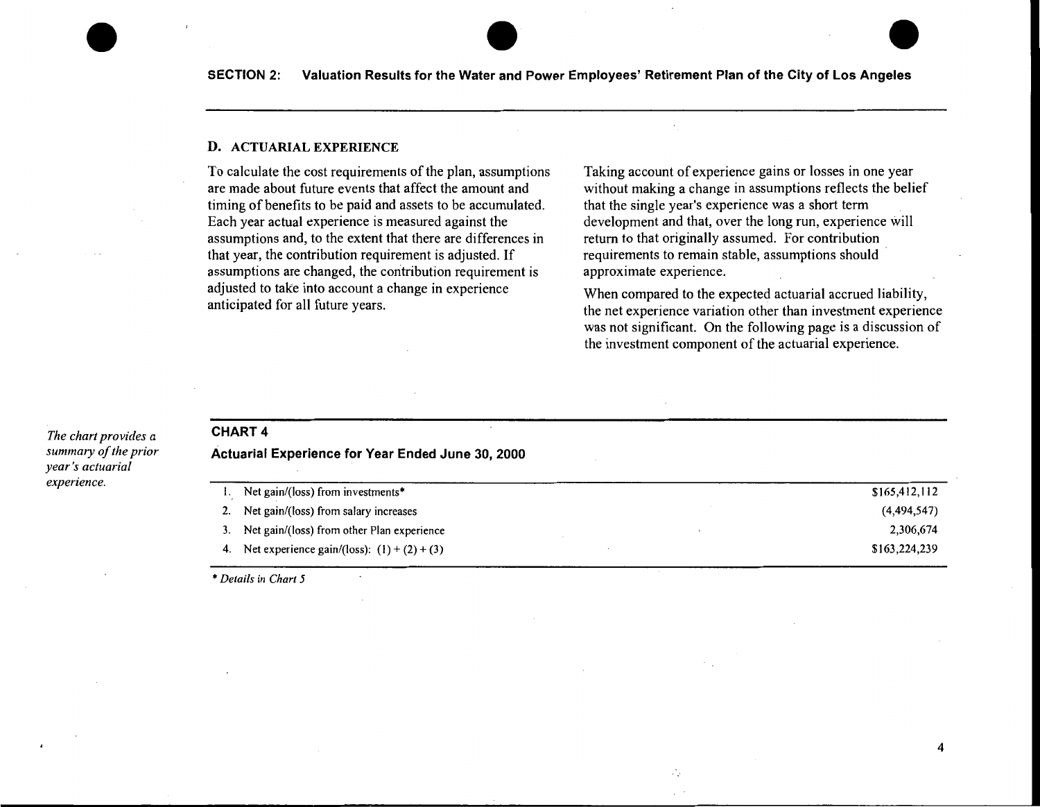## D. ACTUARIAL EXPERIENCE

To calculate the cost requirements of the plan, assumptions are made about future events that affect the amount and timing of benefits to be paid and assets to be accumulated. Each year actual experience is measured against the assumptions and, to the extent that there are differences in that year, the contribution requirement is adjusted. If assumptions are changed, the contribution requirement is adjusted to take into account a change in experience anticipated for all future years.

Taking account of experience gains or losses in one year without making a change in assumptions reflects the belief that the single year's experience was a short term development and that, over the long run, experience will return to that originally assumed. For contribution requirements to remain stable, assumptions should approximate experience.

When compared to the expected actuarial accrued liability, the net experience variation other than investment experience was not significant. On the following page is a discussion of the investment component of the actuarial experience.

*The chart provides a summary of the prior year's actuarial experience.*

### CHART 4

**Actuarial Experience for Year Ended June 30, 2000**

| | | |
|---|---|---|
| 1. | Net gain/(loss) from investments* | $165,412,112 |
| 2. | Net gain/(loss) from salary increases | (4,494,547) |
| 3. | Net gain/(loss) from other Plan experience | 2,306,674 |
| 4. | Net experience gain/(loss): (1) + (2) + (3) | $163,224,239 |

*\* Details in Chart 5*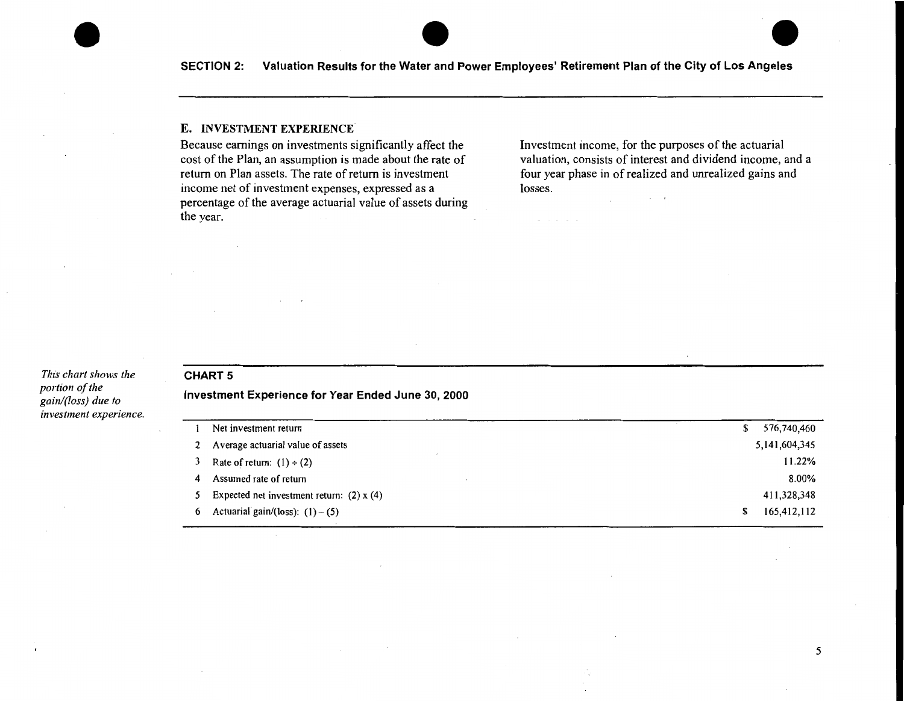## E. INVESTMENT EXPERIENCE

Because earnings on investments significantly affect the cost of the Plan, an assumption is made about the rate of return on Plan assets. The rate of return is investment income net of investment expenses, expressed as a percentage of the average actuarial value of assets during the year.

Investment income, for the purposes of the actuarial valuation, consists of interest and dividend income, and a four year phase in of realized and unrealized gains and losses.

*This chart shows the portion of the gain/(loss) due to investment experience.*

### CHART 5

**Investment Experience for Year Ended June 30, 2000**

| | | |
|---|---|---|
| 1 | Net investment return | $ 576,740,460 |
| 2 | Average actuarial value of assets | 5,141,604,345 |
| 3 | Rate of return: (1) ÷ (2) | 11.22% |
| 4 | Assumed rate of return | 8.00% |
| 5 | Expected net investment return: (2) x (4) | 411,328,348 |
| 6 | Actuarial gain/(loss): (1) – (5) | $ 165,412,112 |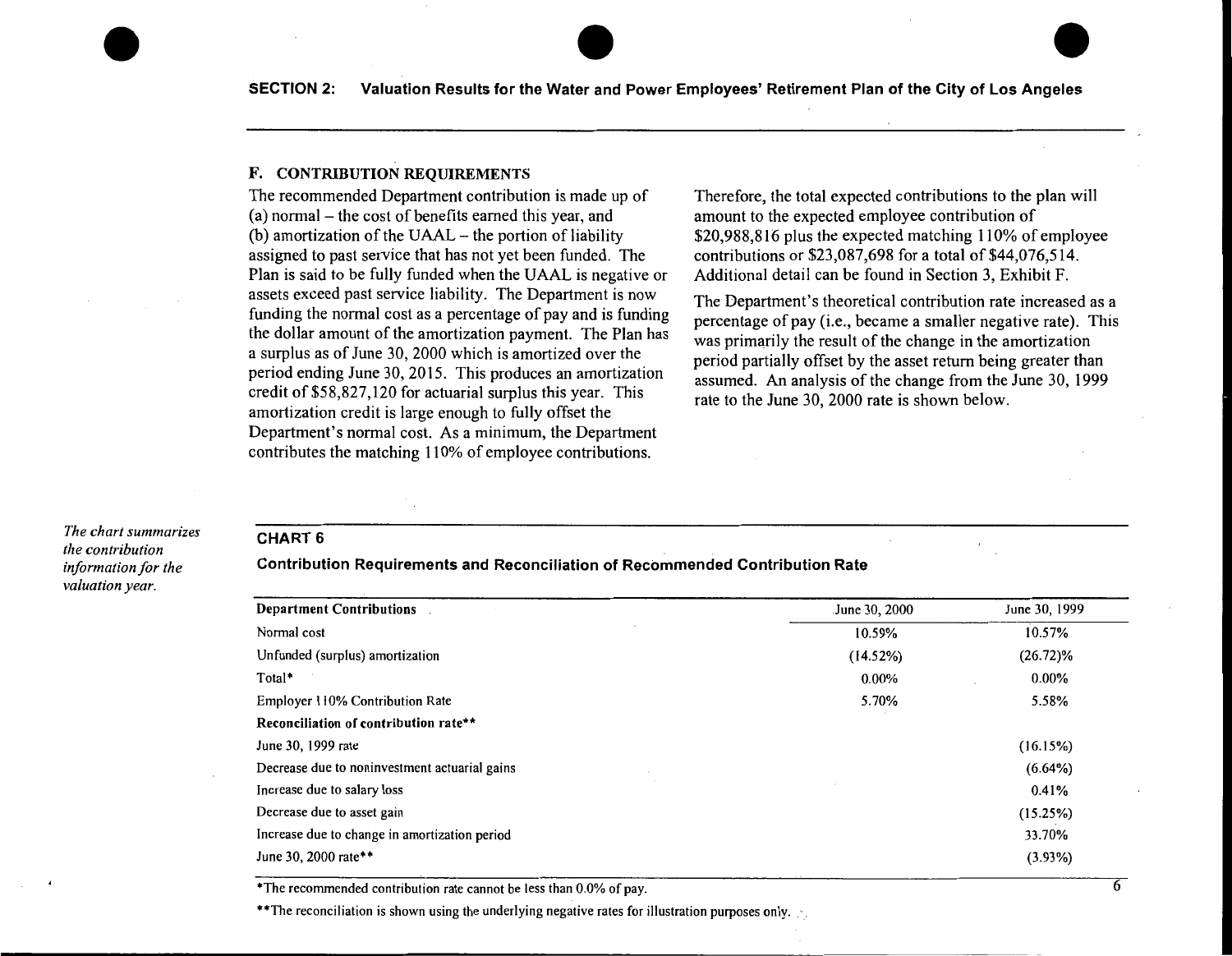## SECTION 2: Valuation Results for the Water and Power Employees' Retirement Plan of the City of Los Angeles

### F. CONTRIBUTION REQUIREMENTS

The recommended Department contribution is made up of (a) normal – the cost of benefits earned this year, and (b) amortization of the UAAL – the portion of liability assigned to past service that has not yet been funded. The Plan is said to be fully funded when the UAAL is negative or assets exceed past service liability. The Department is now funding the normal cost as a percentage of pay and is funding the dollar amount of the amortization payment. The Plan has a surplus as of June 30, 2000 which is amortized over the period ending June 30, 2015. This produces an amortization credit of $58,827,120 for actuarial surplus this year. This amortization credit is large enough to fully offset the Department's normal cost. As a minimum, the Department contributes the matching 110% of employee contributions.

Therefore, the total expected contributions to the plan will amount to the expected employee contribution of $20,988,816 plus the expected matching 110% of employee contributions or $23,087,698 for a total of $44,076,514. Additional detail can be found in Section 3, Exhibit F.

The Department's theoretical contribution rate increased as a percentage of pay (i.e., became a smaller negative rate). This was primarily the result of the change in the amortization period partially offset by the asset return being greater than assumed. An analysis of the change from the June 30, 1999 rate to the June 30, 2000 rate is shown below.

*The chart summarizes the contribution information for the valuation year.*

**CHART 6**

**Contribution Requirements and Reconciliation of Recommended Contribution Rate**

| Department Contributions | June 30, 2000 | June 30, 1999 |
|---|---|---|
| Normal cost | 10.59% | 10.57% |
| Unfunded (surplus) amortization | (14.52%) | (26.72)% |
| Total* | 0.00% | 0.00% |
| Employer 110% Contribution Rate | 5.70% | 5.58% |
| **Reconciliation of contribution rate**** | | |
| June 30, 1999 rate | | (16.15%) |
| Decrease due to noninvestment actuarial gains | | (6.64%) |
| Increase due to salary loss | | 0.41% |
| Decrease due to asset gain | | (15.25%) |
| Increase due to change in amortization period | | 33.70% |
| June 30, 2000 rate** | | (3.93%) |

*The recommended contribution rate cannot be less than 0.0% of pay.

**The reconciliation is shown using the underlying negative rates for illustration purposes only.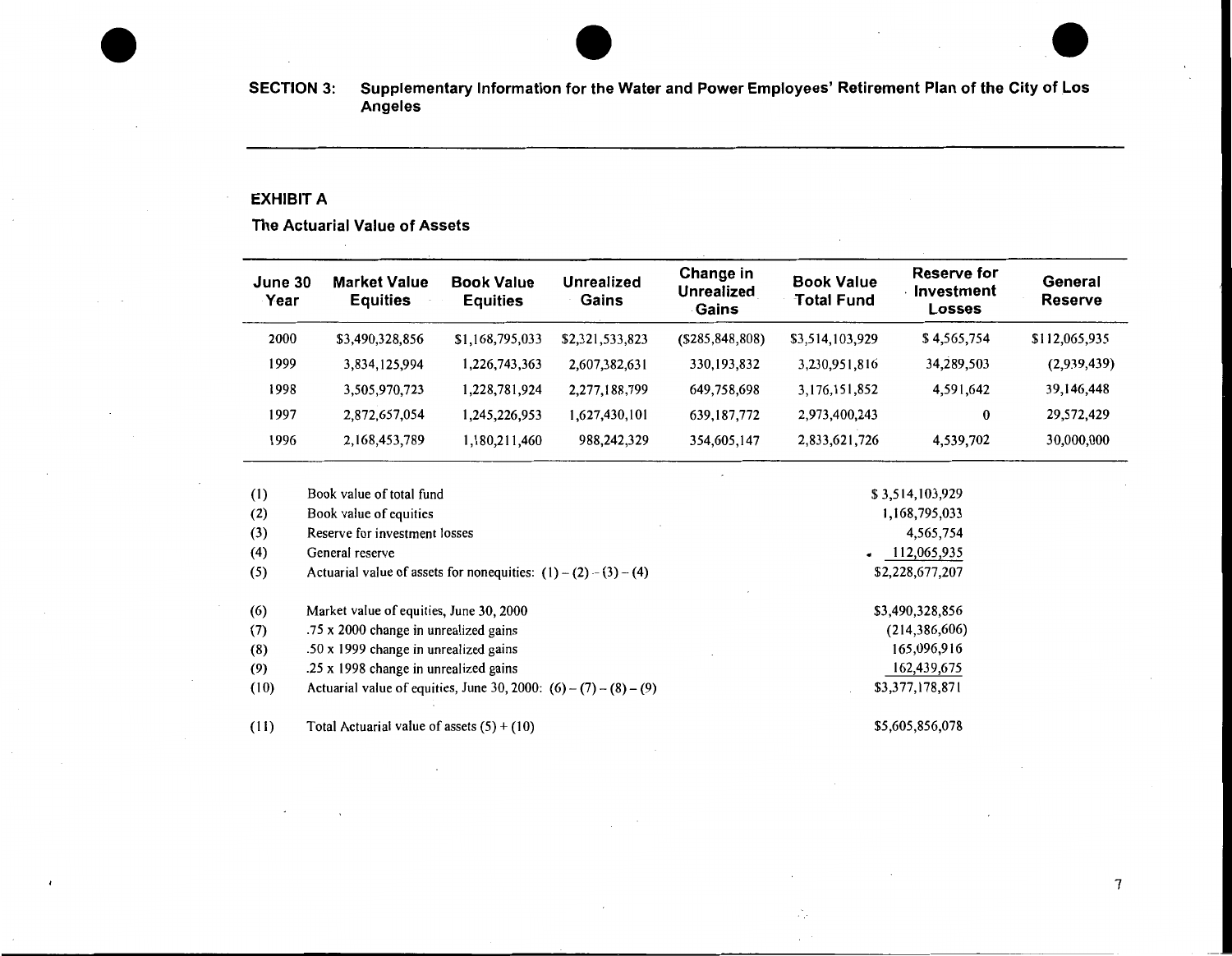**SECTION 3: Supplementary Information for the Water and Power Employees' Retirement Plan of the City of Los Angeles**

## EXHIBIT A

### The Actuarial Value of Assets

| June 30 Year | Market Value Equities | Book Value Equities | Unrealized Gains | Change in Unrealized Gains | Book Value Total Fund | Reserve for Investment Losses | General Reserve |
|---|---|---|---|---|---|---|---|
| 2000 | $3,490,328,856 | $1,168,795,033 | $2,321,533,823 | ($285,848,808) | $3,514,103,929 | $ 4,565,754 | $112,065,935 |
| 1999 | 3,834,125,994 | 1,226,743,363 | 2,607,382,631 | 330,193,832 | 3,230,951,816 | 34,289,503 | (2,939,439) |
| 1998 | 3,505,970,723 | 1,228,781,924 | 2,277,188,799 | 649,758,698 | 3,176,151,852 | 4,591,642 | 39,146,448 |
| 1997 | 2,872,657,054 | 1,245,226,953 | 1,627,430,101 | 639,187,772 | 2,973,400,243 | 0 | 29,572,429 |
| 1996 | 2,168,453,789 | 1,180,211,460 | 988,242,329 | 354,605,147 | 2,833,621,726 | 4,539,702 | 30,000,000 |

| | | |
|---|---|---|
| (1) | Book value of total fund | $ 3,514,103,929 |
| (2) | Book value of equities | 1,168,795,033 |
| (3) | Reserve for investment losses | 4,565,754 |
| (4) | General reserve | 112,065,935 |
| (5) | Actuarial value of assets for nonequities: (1) – (2) – (3) – (4) | $2,228,677,207 |
| | | |
| (6) | Market value of equities, June 30, 2000 | $3,490,328,856 |
| (7) | .75 x 2000 change in unrealized gains | (214,386,606) |
| (8) | .50 x 1999 change in unrealized gains | 165,096,916 |
| (9) | .25 x 1998 change in unrealized gains | 162,439,675 |
| (10) | Actuarial value of equities, June 30, 2000: (6) – (7) – (8) – (9) | $3,377,178,871 |
| | | |
| (11) | Total Actuarial value of assets (5) + (10) | $5,605,856,078 |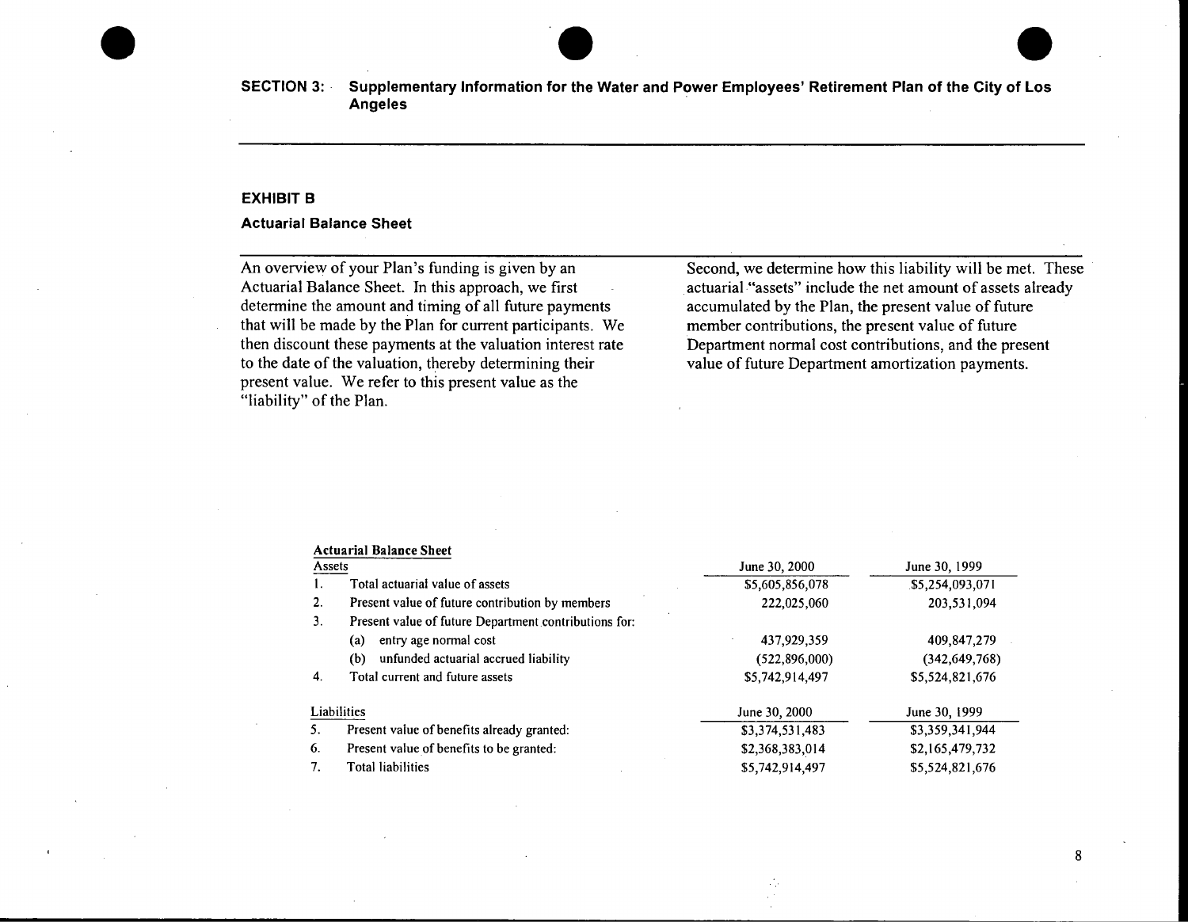**SECTION 3: Supplementary Information for the Water and Power Employees' Retirement Plan of the City of Los Angeles**

### EXHIBIT B

#### Actuarial Balance Sheet

An overview of your Plan's funding is given by an Actuarial Balance Sheet. In this approach, we first determine the amount and timing of all future payments that will be made by the Plan for current participants. We then discount these payments at the valuation interest rate to the date of the valuation, thereby determining their present value. We refer to this present value as the "liability" of the Plan.

Second, we determine how this liability will be met. These actuarial "assets" include the net amount of assets already accumulated by the Plan, the present value of future member contributions, the present value of future Department normal cost contributions, and the present value of future Department amortization payments.

**Actuarial Balance Sheet**

| Assets | | June 30, 2000 | June 30, 1999 |
|---|---|---|---|
| 1. | Total actuarial value of assets | $5,605,856,078 | $5,254,093,071 |
| 2. | Present value of future contribution by members | 222,025,060 | 203,531,094 |
| 3. | Present value of future Department contributions for: | | |
| | (a) entry age normal cost | 437,929,359 | 409,847,279 |
| | (b) unfunded actuarial accrued liability | (522,896,000) | (342,649,768) |
| 4. | Total current and future assets | $5,742,914,497 | $5,524,821,676 |
| **Liabilities** | | **June 30, 2000** | **June 30, 1999** |
| 5. | Present value of benefits already granted: | $3,374,531,483 | $3,359,341,944 |
| 6. | Present value of benefits to be granted: | $2,368,383,014 | $2,165,479,732 |
| 7. | Total liabilities | $5,742,914,497 | $5,524,821,676 |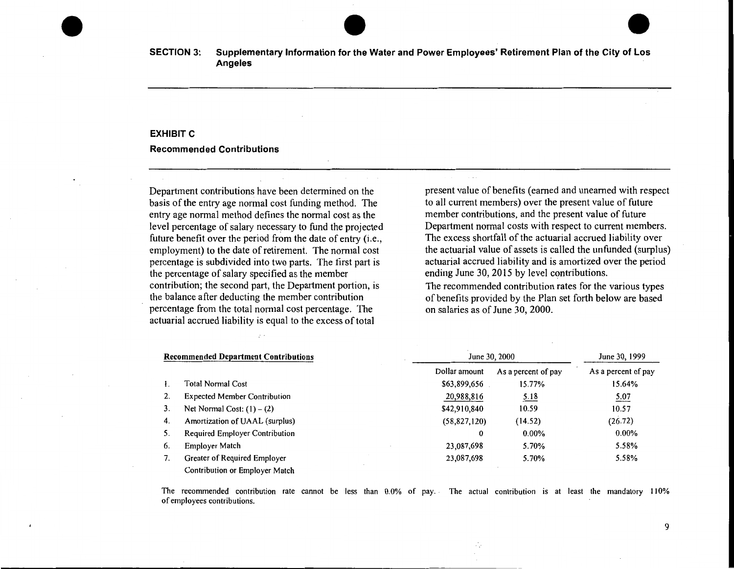## SECTION 3: Supplementary Information for the Water and Power Employees' Retirement Plan of the City of Los Angeles

### EXHIBIT C

### Recommended Contributions

Department contributions have been determined on the basis of the entry age normal cost funding method. The entry age normal method defines the normal cost as the level percentage of salary necessary to fund the projected future benefit over the period from the date of entry (i.e., employment) to the date of retirement. The normal cost percentage is subdivided into two parts. The first part is the percentage of salary specified as the member contribution; the second part, the Department portion, is the balance after deducting the member contribution percentage from the total normal cost percentage. The actuarial accrued liability is equal to the excess of total present value of benefits (earned and unearned with respect to all current members) over the present value of future member contributions, and the present value of future Department normal costs with respect to current members. The excess shortfall of the actuarial accrued liability over the actuarial value of assets is called the unfunded (surplus) actuarial accrued liability and is amortized over the period ending June 30, 2015 by level contributions.

The recommended contribution rates for the various types of benefits provided by the Plan set forth below are based on salaries as of June 30, 2000.

| **Recommended Department Contributions** | | June 30, 2000 | | June 30, 1999 |
|---|---|---|---|---|
| | | Dollar amount | As a percent of pay | As a percent of pay |
| 1. | Total Normal Cost | $63,899,656 | 15.77% | 15.64% |
| 2. | Expected Member Contribution | 20,988,816 | 5.18 | 5.07 |
| 3. | Net Normal Cost: (1) – (2) | $42,910,840 | 10.59 | 10.57 |
| 4. | Amortization of UAAL (surplus) | (58,827,120) | (14.52) | (26.72) |
| 5. | Required Employer Contribution | 0 | 0.00% | 0.00% |
| 6. | Employer Match | 23,087,698 | 5.70% | 5.58% |
| 7. | Greater of Required Employer Contribution or Employer Match | 23,087,698 | 5.70% | 5.58% |

The recommended contribution rate cannot be less than 0.0% of pay. The actual contribution is at least the mandatory 110% of employees contributions.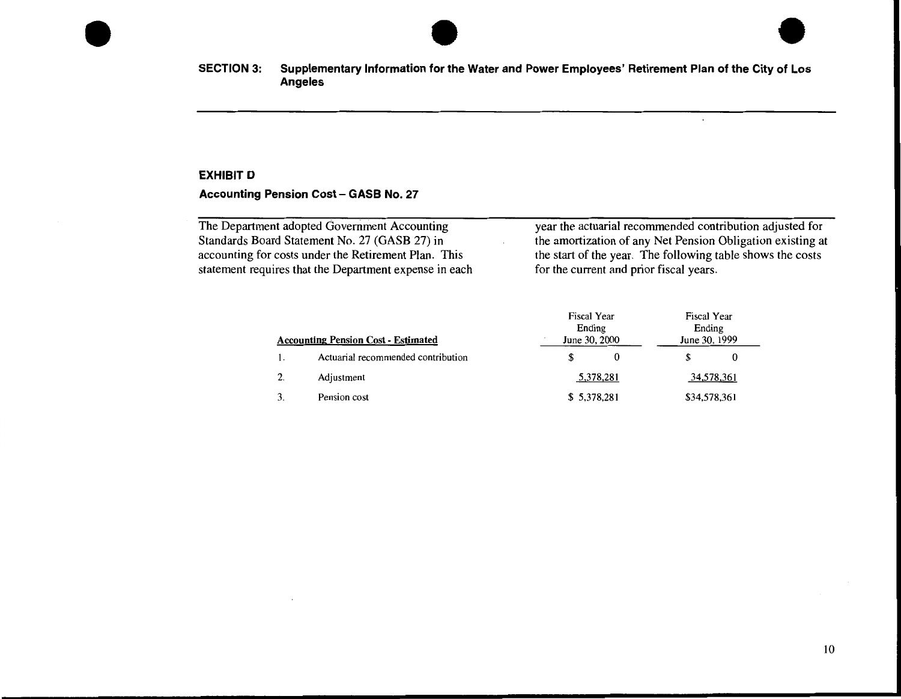**SECTION 3: Supplementary Information for the Water and Power Employees' Retirement Plan of the City of Los Angeles**

### EXHIBIT D

### Accounting Pension Cost – GASB No. 27

The Department adopted Government Accounting Standards Board Statement No. 27 (GASB 27) in accounting for costs under the Retirement Plan. This statement requires that the Department expense in each year the actuarial recommended contribution adjusted for the amortization of any Net Pension Obligation existing at the start of the year. The following table shows the costs for the current and prior fiscal years.

| | Accounting Pension Cost - Estimated | Fiscal Year Ending June 30, 2000 | Fiscal Year Ending June 30, 1999 |
|---|---|---|---|
| 1. | Actuarial recommended contribution | $ 0 | $ 0 |
| 2. | Adjustment | 5,378,281 | 34,578,361 |
| 3. | Pension cost | $ 5,378,281 | $34,578,361 |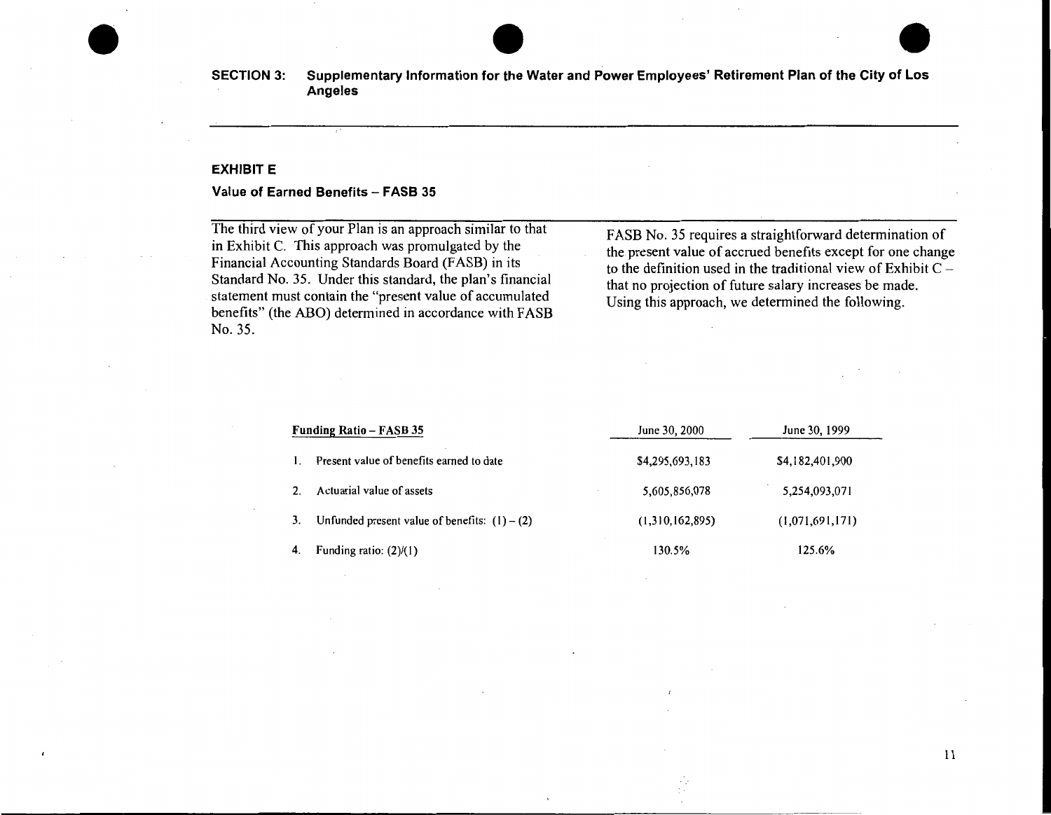## SECTION 3: Supplementary Information for the Water and Power Employees' Retirement Plan of the City of Los Angeles

### EXHIBIT E

#### Value of Earned Benefits – FASB 35

The third view of your Plan is an approach similar to that in Exhibit C. This approach was promulgated by the Financial Accounting Standards Board (FASB) in its Standard No. 35. Under this standard, the plan's financial statement must contain the "present value of accumulated benefits" (the ABO) determined in accordance with FASB No. 35.

FASB No. 35 requires a straightforward determination of the present value of accrued benefits except for one change to the definition used in the traditional view of Exhibit C – that no projection of future salary increases be made. Using this approach, we determined the following.

| Funding Ratio – FASB 35 | June 30, 2000 | June 30, 1999 |
|---|---|---|
| 1. Present value of benefits earned to date | $4,295,693,183 | $4,182,401,900 |
| 2. Actuarial value of assets | 5,605,856,078 | 5,254,093,071 |
| 3. Unfunded present value of benefits: (1) – (2) | (1,310,162,895) | (1,071,691,171) |
| 4. Funding ratio: (2)/(1) | 130.5% | 125.6% |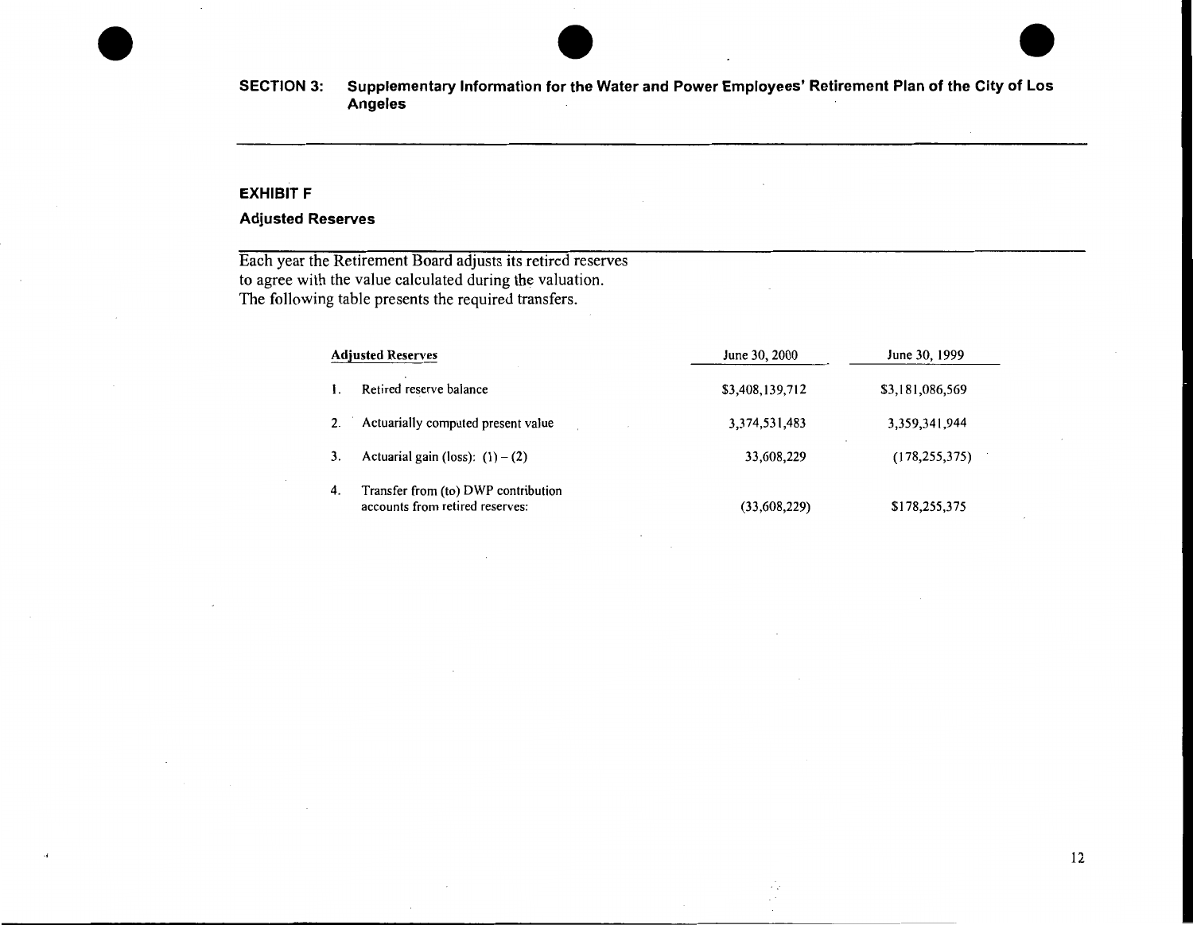## SECTION 3: Supplementary Information for the Water and Power Employees' Retirement Plan of the City of Los Angeles

### EXHIBIT F

### Adjusted Reserves

Each year the Retirement Board adjusts its retired reserves to agree with the value calculated during the valuation. The following table presents the required transfers.

| Adjusted Reserves | June 30, 2000 | June 30, 1999 |
|---|---|---|
| 1. Retired reserve balance | $3,408,139,712 | $3,181,086,569 |
| 2. Actuarially computed present value | 3,374,531,483 | 3,359,341,944 |
| 3. Actuarial gain (loss): (1) – (2) | 33,608,229 | (178,255,375) |
| 4. Transfer from (to) DWP contribution accounts from retired reserves: | (33,608,229) | $178,255,375 |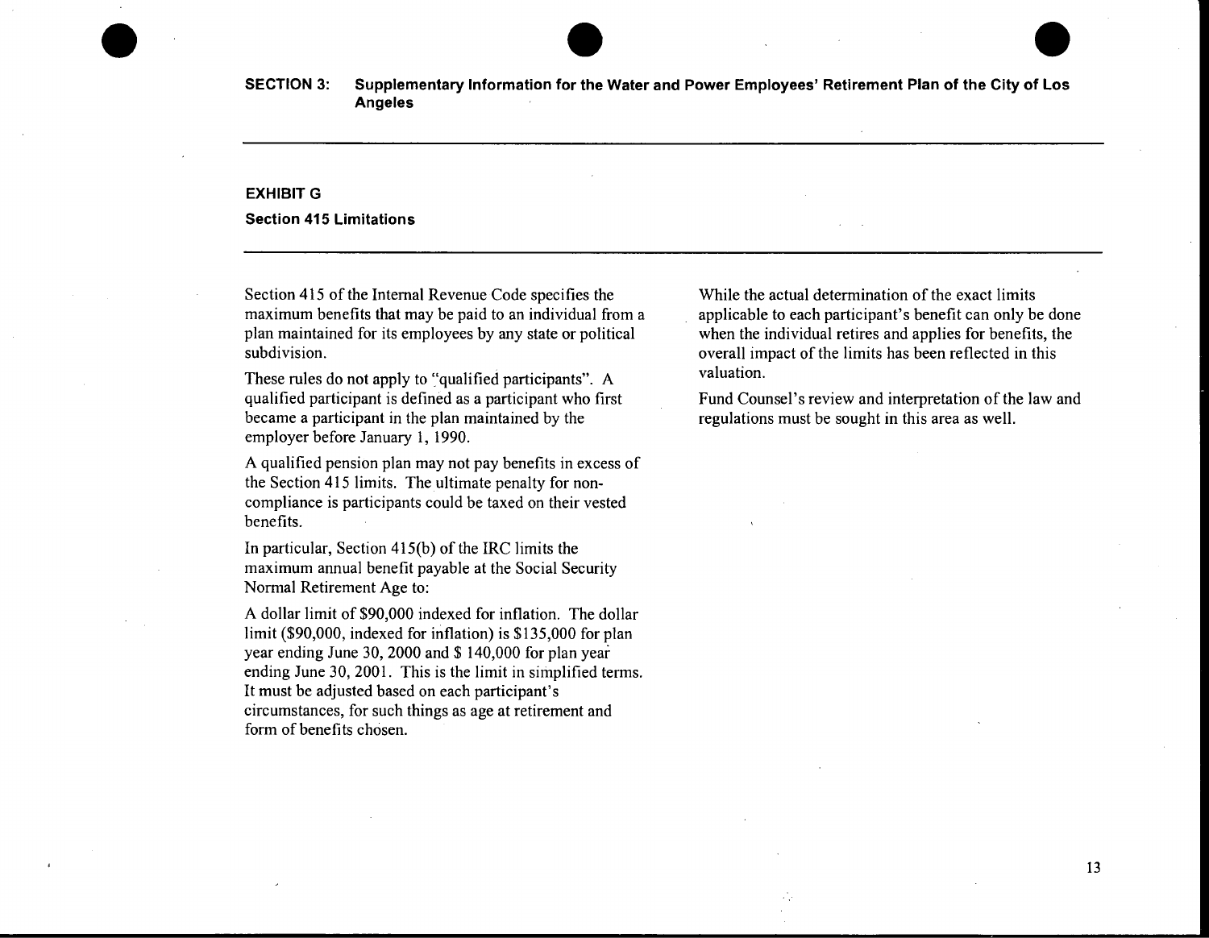**SECTION 3: Supplementary Information for the Water and Power Employees' Retirement Plan of the City of Los Angeles**

## EXHIBIT G

### Section 415 Limitations

Section 415 of the Internal Revenue Code specifies the maximum benefits that may be paid to an individual from a plan maintained for its employees by any state or political subdivision.

These rules do not apply to "qualified participants". A qualified participant is defined as a participant who first became a participant in the plan maintained by the employer before January 1, 1990.

A qualified pension plan may not pay benefits in excess of the Section 415 limits. The ultimate penalty for non-compliance is participants could be taxed on their vested benefits.

In particular, Section 415(b) of the IRC limits the maximum annual benefit payable at the Social Security Normal Retirement Age to:

A dollar limit of $90,000 indexed for inflation. The dollar limit ($90,000, indexed for inflation) is $135,000 for plan year ending June 30, 2000 and $ 140,000 for plan year ending June 30, 2001. This is the limit in simplified terms. It must be adjusted based on each participant's circumstances, for such things as age at retirement and form of benefits chosen.

While the actual determination of the exact limits applicable to each participant's benefit can only be done when the individual retires and applies for benefits, the overall impact of the limits has been reflected in this valuation.

Fund Counsel's review and interpretation of the law and regulations must be sought in this area as well.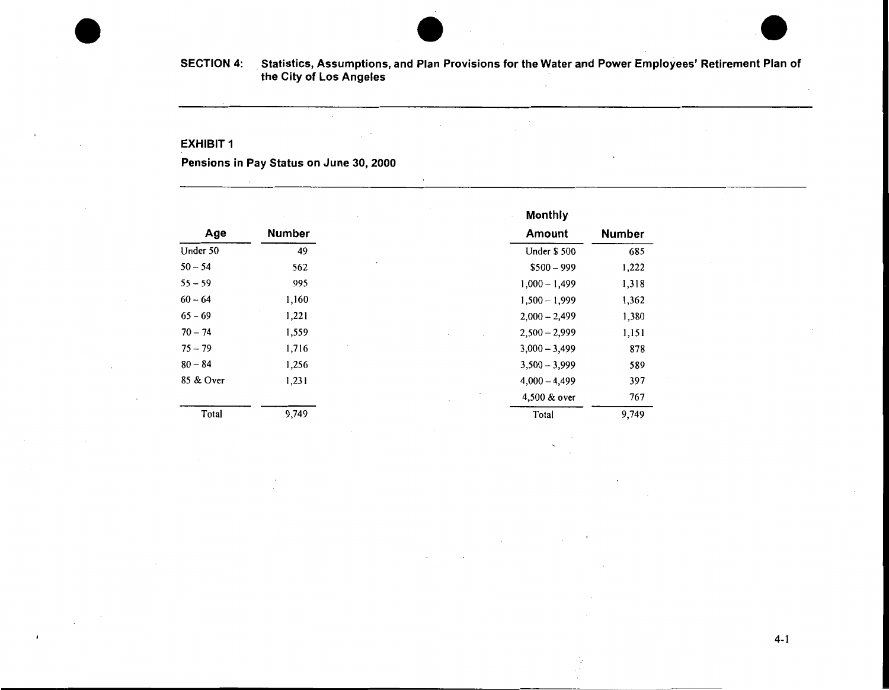**SECTION 4: Statistics, Assumptions, and Plan Provisions for the Water and Power Employees' Retirement Plan of the City of Los Angeles**

## EXHIBIT 1

### Pensions in Pay Status on June 30, 2000

| Age | Number |
|---|---|
| Under 50 | 49 |
| 50 – 54 | 562 |
| 55 – 59 | 995 |
| 60 – 64 | 1,160 |
| 65 – 69 | 1,221 |
| 70 – 74 | 1,559 |
| 75 – 79 | 1,716 |
| 80 – 84 | 1,256 |
| 85 & Over | 1,231 |
| Total | 9,749 |

| Monthly Amount | Number |
|---|---|
| Under $ 500 | 685 |
| $500 – 999 | 1,222 |
| 1,000 – 1,499 | 1,318 |
| 1,500 – 1,999 | 1,362 |
| 2,000 – 2,499 | 1,380 |
| 2,500 – 2,999 | 1,151 |
| 3,000 – 3,499 | 878 |
| 3,500 – 3,999 | 589 |
| 4,000 – 4,499 | 397 |
| 4,500 & over | 767 |
| Total | 9,749 |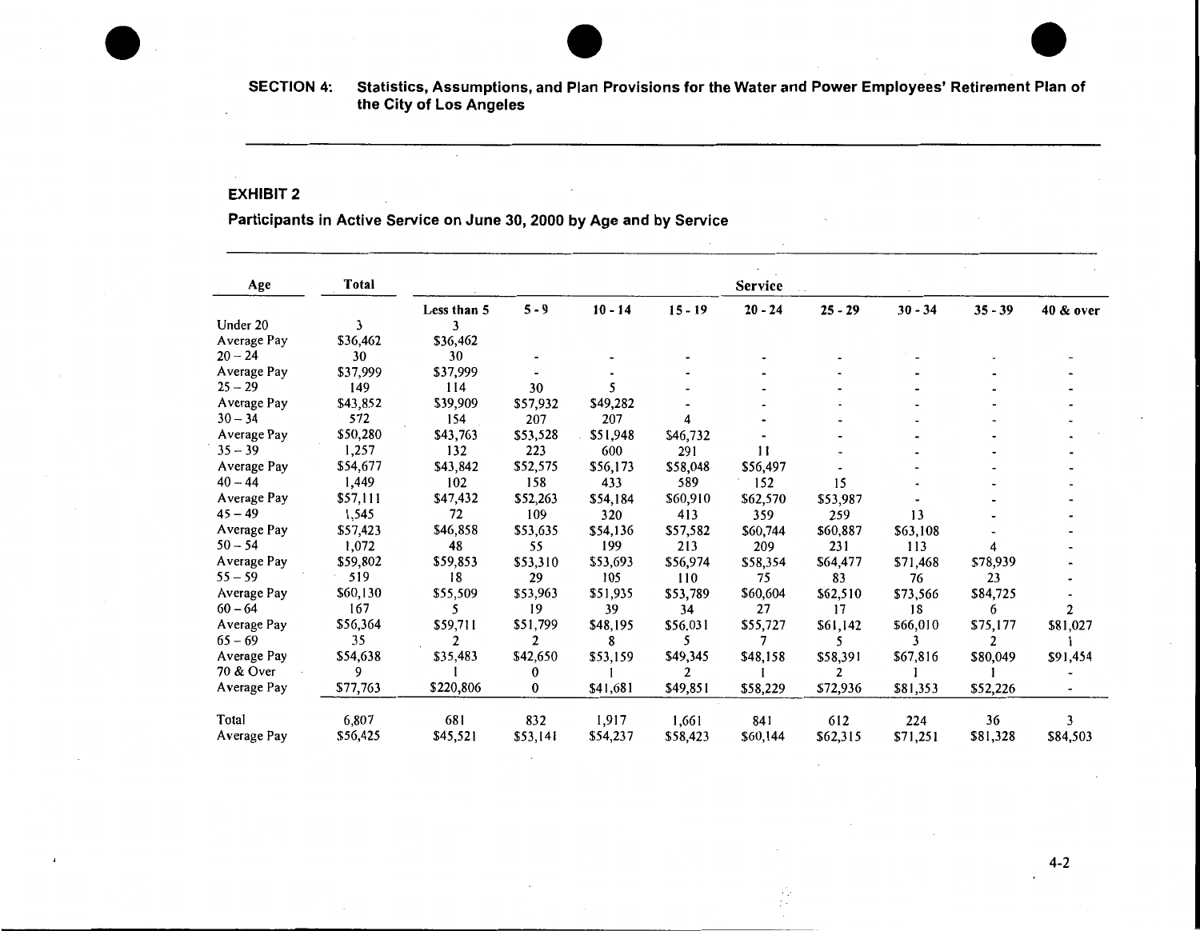**SECTION 4: Statistics, Assumptions, and Plan Provisions for the Water and Power Employees' Retirement Plan of the City of Los Angeles**

## EXHIBIT 2

### Participants in Active Service on June 30, 2000 by Age and by Service

| Age | Total | Service | | | | | | | | |
|---|---|---|---|---|---|---|---|---|---|---|
| | | Less than 5 | 5 - 9 | 10 - 14 | 15 - 19 | 20 - 24 | 25 - 29 | 30 - 34 | 35 - 39 | 40 & over |
| Under 20 | 3 | 3 | | | | | | | | |
| Average Pay | $36,462 | $36,462 | | | | | | | | |
| 20 – 24 | 30 | 30 | - | - | - | - | - | - | - | - |
| Average Pay | $37,999 | $37,999 | - | - | - | - | - | - | - | - |
| 25 – 29 | 149 | 114 | 30 | 5 | - | - | - | - | - | - |
| Average Pay | $43,852 | $39,909 | $57,932 | $49,282 | - | - | - | - | - | - |
| 30 – 34 | 572 | 154 | 207 | 207 | 4 | - | - | - | - | - |
| Average Pay | $50,280 | $43,763 | $53,528 | $51,948 | $46,732 | - | - | - | - | - |
| 35 – 39 | 1,257 | 132 | 223 | 600 | 291 | 11 | - | - | - | - |
| Average Pay | $54,677 | $43,842 | $52,575 | $56,173 | $58,048 | $56,497 | - | - | - | - |
| 40 – 44 | 1,449 | 102 | 158 | 433 | 589 | 152 | 15 | - | - | - |
| Average Pay | $57,111 | $47,432 | $52,263 | $54,184 | $60,910 | $62,570 | $53,987 | - | - | - |
| 45 – 49 | 1,545 | 72 | 109 | 320 | 413 | 359 | 259 | 13 | - | - |
| Average Pay | $57,423 | $46,858 | $53,635 | $54,136 | $57,582 | $60,744 | $60,887 | $63,108 | - | - |
| 50 – 54 | 1,072 | 48 | 55 | 199 | 213 | 209 | 231 | 113 | 4 | - |
| Average Pay | $59,802 | $59,853 | $53,310 | $53,693 | $56,974 | $58,354 | $64,477 | $71,468 | $78,939 | - |
| 55 – 59 | 519 | 18 | 29 | 105 | 110 | 75 | 83 | 76 | 23 | - |
| Average Pay | $60,130 | $55,509 | $53,963 | $51,935 | $53,789 | $60,604 | $62,510 | $73,566 | $84,725 | - |
| 60 – 64 | 167 | 5 | 19 | 39 | 34 | 27 | 17 | 18 | 6 | 2 |
| Average Pay | $56,364 | $59,711 | $51,799 | $48,195 | $56,031 | $55,727 | $61,142 | $66,010 | $75,177 | $81,027 |
| 65 – 69 | 35 | 2 | 2 | 8 | 5 | 7 | 5 | 3 | 2 | 1 |
| Average Pay | $54,638 | $35,483 | $42,650 | $53,159 | $49,345 | $48,158 | $58,391 | $67,816 | $80,049 | $91,454 |
| 70 & Over | 9 | 1 | 0 | 1 | 2 | 1 | 2 | 1 | 1 | - |
| Average Pay | $77,763 | $220,806 | 0 | $41,681 | $49,851 | $58,229 | $72,936 | $81,353 | $52,226 | - |
| Total | 6,807 | 681 | 832 | 1,917 | 1,661 | 841 | 612 | 224 | 36 | 3 |
| Average Pay | $56,425 | $45,521 | $53,141 | $54,237 | $58,423 | $60,144 | $62,315 | $71,251 | $81,328 | $84,503 |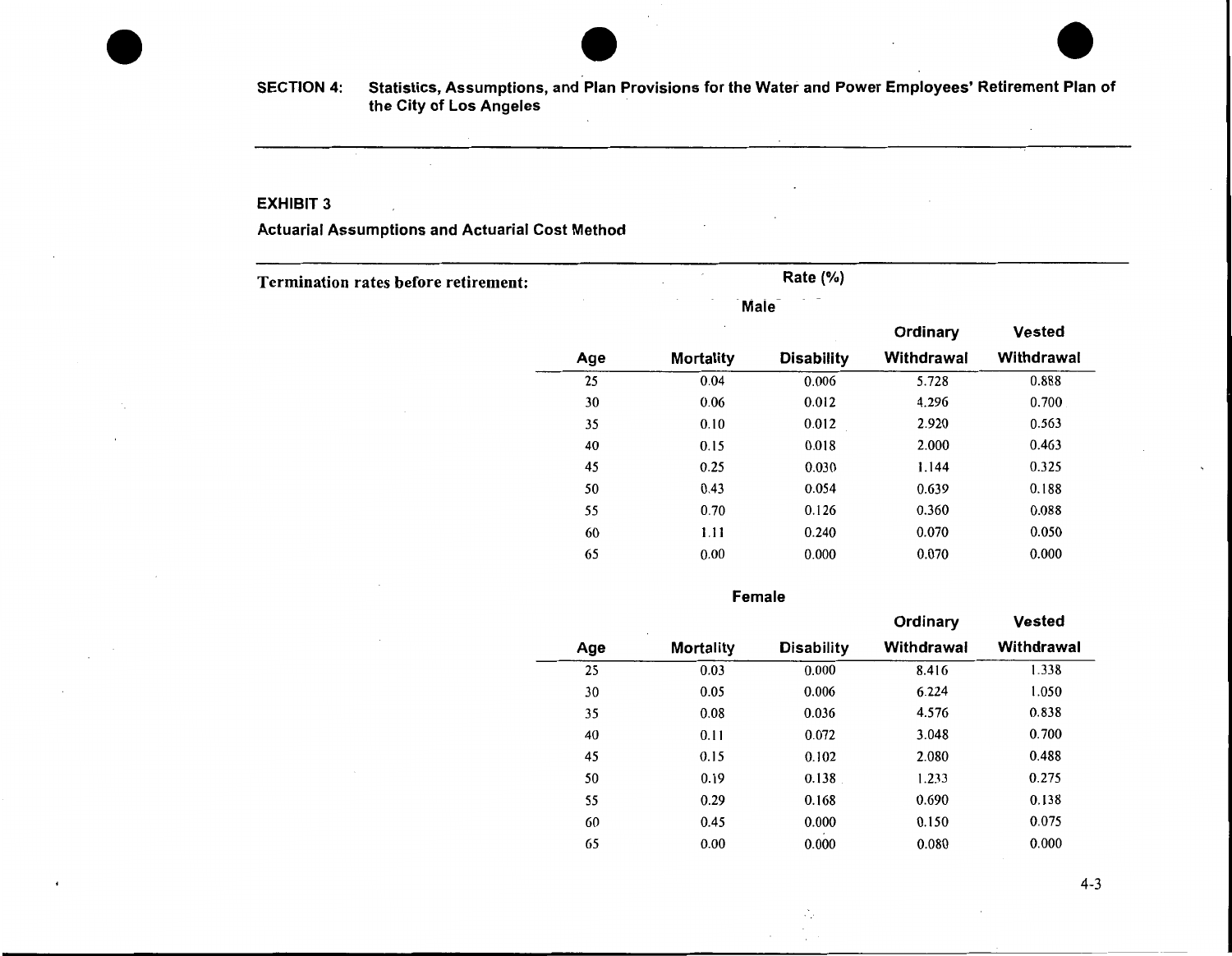**SECTION 4: Statistics, Assumptions, and Plan Provisions for the Water and Power Employees' Retirement Plan of the City of Los Angeles**

## EXHIBIT 3

### Actuarial Assumptions and Actuarial Cost Method

**Termination rates before retirement:**

Rate (%)

**Male**

| Age | Mortality | Disability | Ordinary Withdrawal | Vested Withdrawal |
|---|---|---|---|---|
| 25 | 0.04 | 0.006 | 5.728 | 0.888 |
| 30 | 0.06 | 0.012 | 4.296 | 0.700 |
| 35 | 0.10 | 0.012 | 2.920 | 0.563 |
| 40 | 0.15 | 0.018 | 2.000 | 0.463 |
| 45 | 0.25 | 0.030 | 1.144 | 0.325 |
| 50 | 0.43 | 0.054 | 0.639 | 0.188 |
| 55 | 0.70 | 0.126 | 0.360 | 0.088 |
| 60 | 1.11 | 0.240 | 0.070 | 0.050 |
| 65 | 0.00 | 0.000 | 0.070 | 0.000 |

**Female**

| Age | Mortality | Disability | Ordinary Withdrawal | Vested Withdrawal |
|---|---|---|---|---|
| 25 | 0.03 | 0.000 | 8.416 | 1.338 |
| 30 | 0.05 | 0.006 | 6.224 | 1.050 |
| 35 | 0.08 | 0.036 | 4.576 | 0.838 |
| 40 | 0.11 | 0.072 | 3.048 | 0.700 |
| 45 | 0.15 | 0.102 | 2.080 | 0.488 |
| 50 | 0.19 | 0.138 | 1.233 | 0.275 |
| 55 | 0.29 | 0.168 | 0.690 | 0.138 |
| 60 | 0.45 | 0.000 | 0.150 | 0.075 |
| 65 | 0.00 | 0.000 | 0.080 | 0.000 |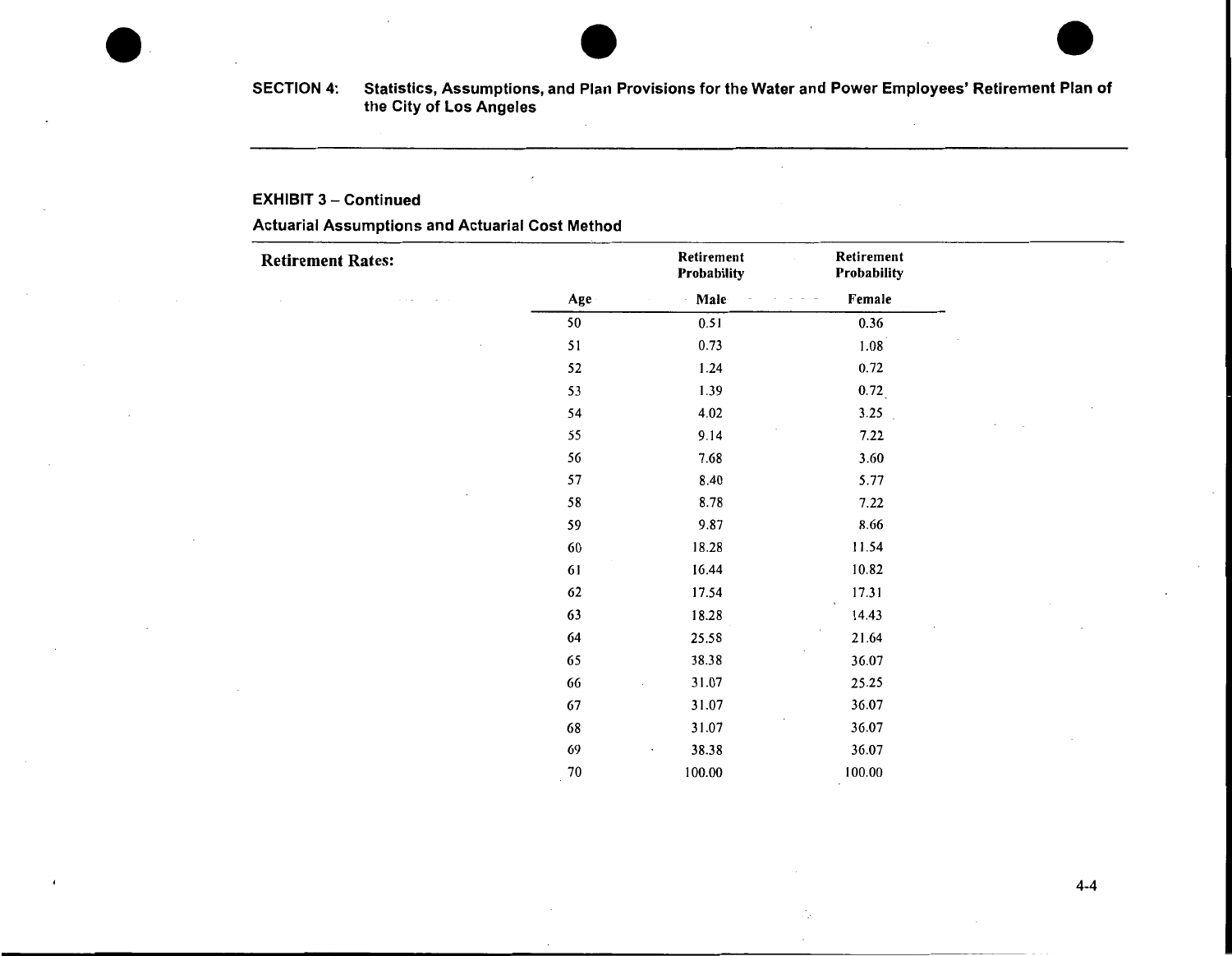SECTION 4: Statistics, Assumptions, and Plan Provisions for the Water and Power Employees' Retirement Plan of the City of Los Angeles

### EXHIBIT 3 – Continued

### Actuarial Assumptions and Actuarial Cost Method

**Retirement Rates:**

| Age | Retirement Probability Male | Retirement Probability Female |
|---|---|---|
| 50 | 0.51 | 0.36 |
| 51 | 0.73 | 1.08 |
| 52 | 1.24 | 0.72 |
| 53 | 1.39 | 0.72 |
| 54 | 4.02 | 3.25 |
| 55 | 9.14 | 7.22 |
| 56 | 7.68 | 3.60 |
| 57 | 8.40 | 5.77 |
| 58 | 8.78 | 7.22 |
| 59 | 9.87 | 8.66 |
| 60 | 18.28 | 11.54 |
| 61 | 16.44 | 10.82 |
| 62 | 17.54 | 17.31 |
| 63 | 18.28 | 14.43 |
| 64 | 25.58 | 21.64 |
| 65 | 38.38 | 36.07 |
| 66 | 31.07 | 25.25 |
| 67 | 31.07 | 36.07 |
| 68 | 31.07 | 36.07 |
| 69 | 38.38 | 36.07 |
| 70 | 100.00 | 100.00 |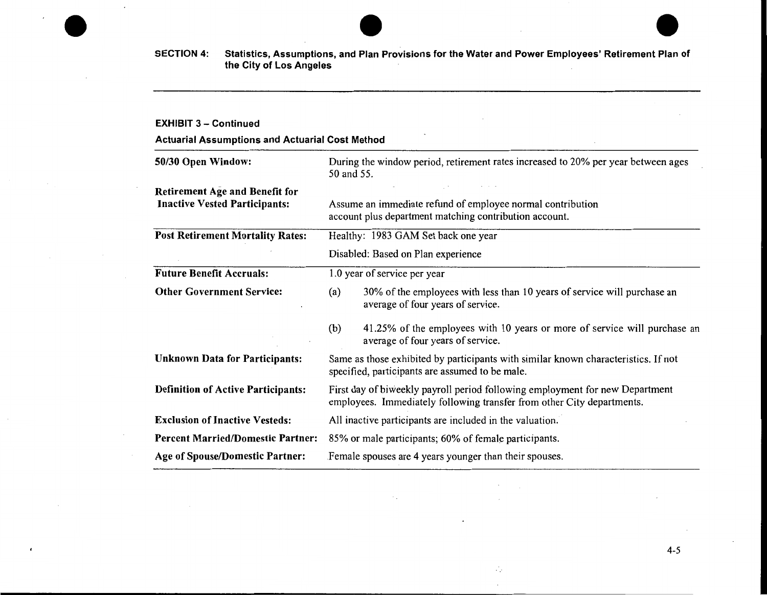**SECTION 4: Statistics, Assumptions, and Plan Provisions for the Water and Power Employees' Retirement Plan of the City of Los Angeles**

**EXHIBIT 3 – Continued**

**Actuarial Assumptions and Actuarial Cost Method**

| | |
|---|---|
| **50/30 Open Window:** | During the window period, retirement rates increased to 20% per year between ages 50 and 55. |
| **Retirement Age and Benefit for Inactive Vested Participants:** | Assume an immediate refund of employee normal contribution account plus department matching contribution account. |
| **Post Retirement Mortality Rates:** | Healthy: 1983 GAM Set back one year<br>Disabled: Based on Plan experience |
| **Future Benefit Accruals:** | 1.0 year of service per year |
| **Other Government Service:** | (a) 30% of the employees with less than 10 years of service will purchase an average of four years of service.<br>(b) 41.25% of the employees with 10 years or more of service will purchase an average of four years of service. |
| **Unknown Data for Participants:** | Same as those exhibited by participants with similar known characteristics. If not specified, participants are assumed to be male. |
| **Definition of Active Participants:** | First day of biweekly payroll period following employment for new Department employees. Immediately following transfer from other City departments. |
| **Exclusion of Inactive Vesteds:** | All inactive participants are included in the valuation. |
| **Percent Married/Domestic Partner:** | 85% or male participants; 60% of female participants. |
| **Age of Spouse/Domestic Partner:** | Female spouses are 4 years younger than their spouses. |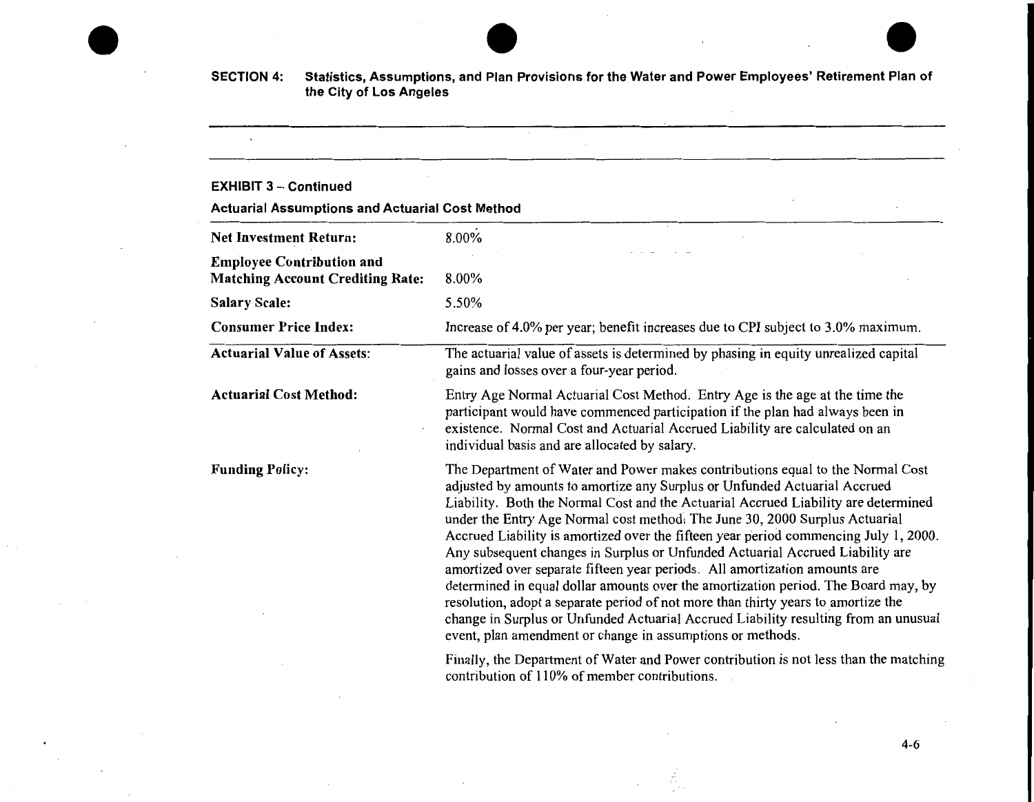**SECTION 4: Statistics, Assumptions, and Plan Provisions for the Water and Power Employees' Retirement Plan of the City of Los Angeles**

**EXHIBIT 3 – Continued**

**Actuarial Assumptions and Actuarial Cost Method**

| | |
|---|---|
| **Net Investment Return:** | 8.00% |
| **Employee Contribution and Matching Account Crediting Rate:** | 8.00% |
| **Salary Scale:** | 5.50% |
| **Consumer Price Index:** | Increase of 4.0% per year; benefit increases due to CPI subject to 3.0% maximum. |
| **Actuarial Value of Assets:** | The actuarial value of assets is determined by phasing in equity unrealized capital gains and losses over a four-year period. |
| **Actuarial Cost Method:** | Entry Age Normal Actuarial Cost Method. Entry Age is the age at the time the participant would have commenced participation if the plan had always been in existence. Normal Cost and Actuarial Accrued Liability are calculated on an individual basis and are allocated by salary. |
| **Funding Policy:** | The Department of Water and Power makes contributions equal to the Normal Cost adjusted by amounts to amortize any Surplus or Unfunded Actuarial Accrued Liability. Both the Normal Cost and the Actuarial Accrued Liability are determined under the Entry Age Normal cost method. The June 30, 2000 Surplus Actuarial Accrued Liability is amortized over the fifteen year period commencing July 1, 2000. Any subsequent changes in Surplus or Unfunded Actuarial Accrued Liability are amortized over separate fifteen year periods. All amortization amounts are determined in equal dollar amounts over the amortization period. The Board may, by resolution, adopt a separate period of not more than thirty years to amortize the change in Surplus or Unfunded Actuarial Accrued Liability resulting from an unusual event, plan amendment or change in assumptions or methods.<br><br>Finally, the Department of Water and Power contribution is not less than the matching contribution of 110% of member contributions. |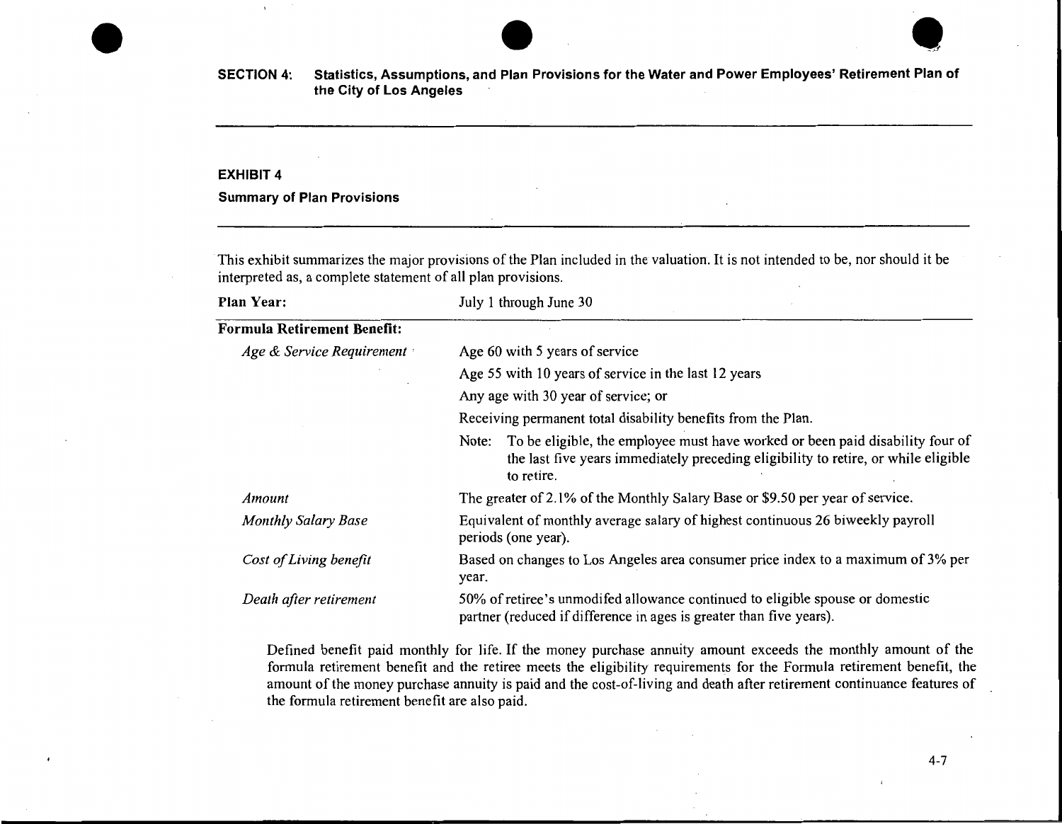**SECTION 4: Statistics, Assumptions, and Plan Provisions for the Water and Power Employees' Retirement Plan of the City of Los Angeles**

## EXHIBIT 4

### Summary of Plan Provisions

This exhibit summarizes the major provisions of the Plan included in the valuation. It is not intended to be, nor should it be interpreted as, a complete statement of all plan provisions.

| **Plan Year:** | July 1 through June 30 |
|---|---|
| **Formula Retirement Benefit:** | |
| *Age & Service Requirement* | Age 60 with 5 years of service |
| | Age 55 with 10 years of service in the last 12 years |
| | Any age with 30 year of service; or |
| | Receiving permanent total disability benefits from the Plan. |
| | Note: To be eligible, the employee must have worked or been paid disability four of the last five years immediately preceding eligibility to retire, or while eligible to retire. |
| *Amount* | The greater of 2.1% of the Monthly Salary Base or $9.50 per year of service. |
| *Monthly Salary Base* | Equivalent of monthly average salary of highest continuous 26 biweekly payroll periods (one year). |
| *Cost of Living benefit* | Based on changes to Los Angeles area consumer price index to a maximum of 3% per year. |
| *Death after retirement* | 50% of retiree's unmodifed allowance continued to eligible spouse or domestic partner (reduced if difference in ages is greater than five years). |

Defined benefit paid monthly for life. If the money purchase annuity amount exceeds the monthly amount of the formula retirement benefit and the retiree meets the eligibility requirements for the Formula retirement benefit, the amount of the money purchase annuity is paid and the cost-of-living and death after retirement continuance features of the formula retirement benefit are also paid.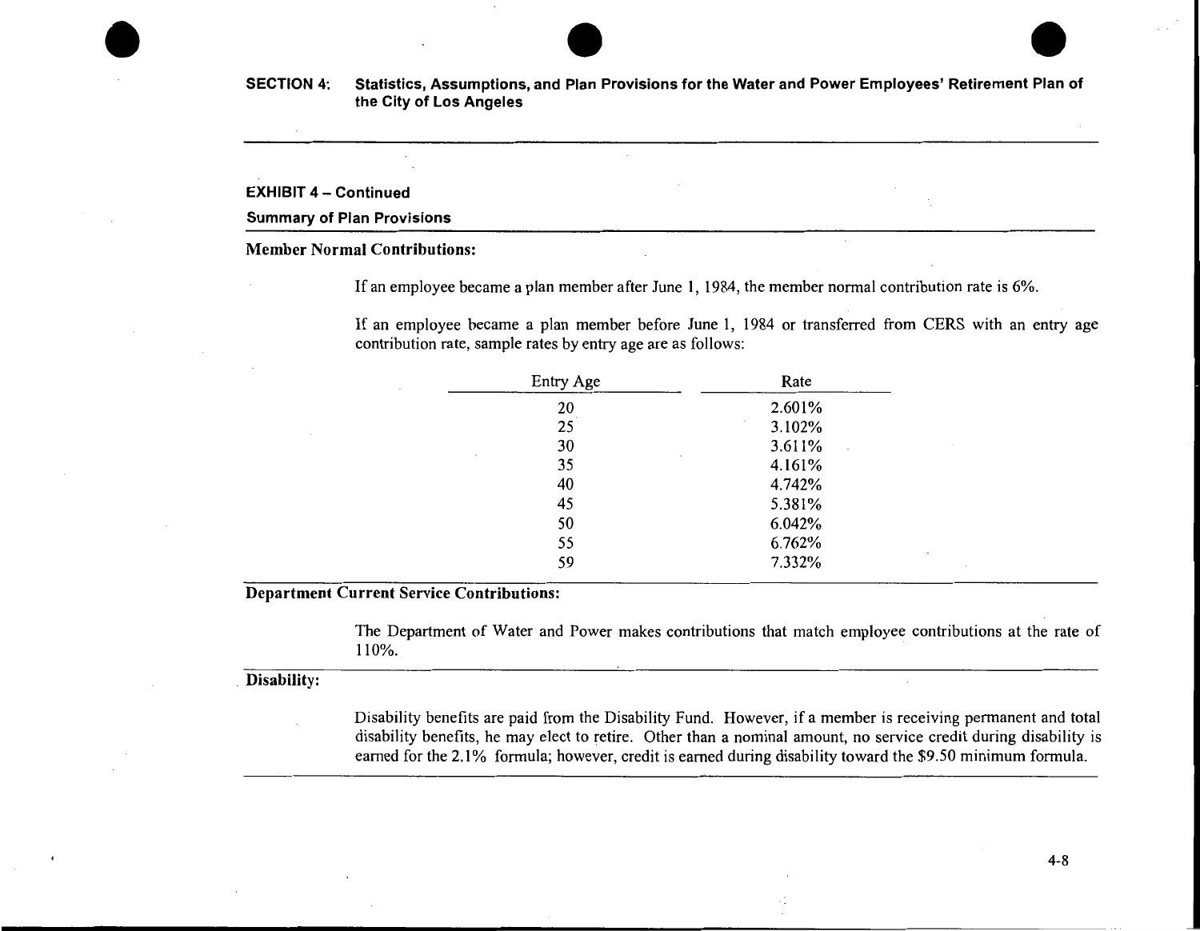**SECTION 4: Statistics, Assumptions, and Plan Provisions for the Water and Power Employees' Retirement Plan of the City of Los Angeles**

**EXHIBIT 4 – Continued**

**Summary of Plan Provisions**

**Member Normal Contributions:**

If an employee became a plan member after June 1, 1984, the member normal contribution rate is 6%.

If an employee became a plan member before June 1, 1984 or transferred from CERS with an entry age contribution rate, sample rates by entry age are as follows:

| Entry Age | Rate |
|---|---|
| 20 | 2.601% |
| 25 | 3.102% |
| 30 | 3.611% |
| 35 | 4.161% |
| 40 | 4.742% |
| 45 | 5.381% |
| 50 | 6.042% |
| 55 | 6.762% |
| 59 | 7.332% |

**Department Current Service Contributions:**

The Department of Water and Power makes contributions that match employee contributions at the rate of 110%.

**Disability:**

Disability benefits are paid from the Disability Fund. However, if a member is receiving permanent and total disability benefits, he may elect to retire. Other than a nominal amount, no service credit during disability is earned for the 2.1% formula; however, credit is earned during disability toward the $9.50 minimum formula.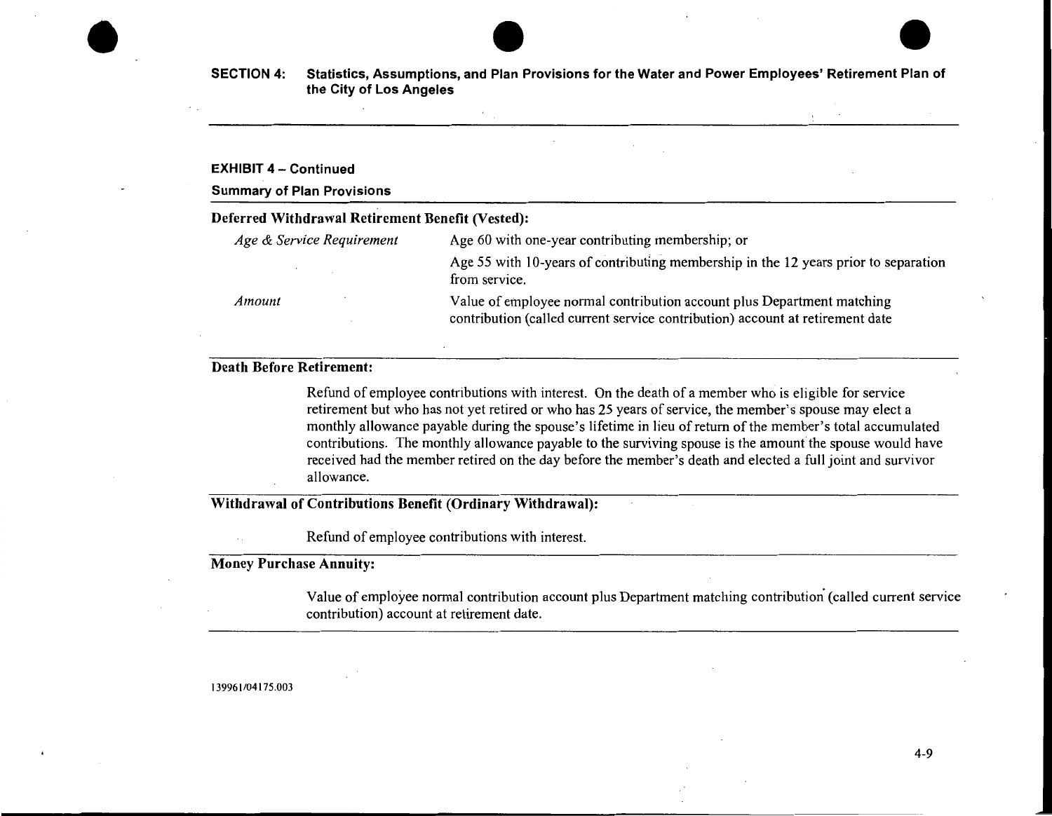**SECTION 4: Statistics, Assumptions, and Plan Provisions for the Water and Power Employees' Retirement Plan of the City of Los Angeles**

**EXHIBIT 4 – Continued**

**Summary of Plan Provisions**

**Deferred Withdrawal Retirement Benefit (Vested):**

| | |
|---|---|
| *Age & Service Requirement* | Age 60 with one-year contributing membership; or |
| | Age 55 with 10-years of contributing membership in the 12 years prior to separation from service. |
| *Amount* | Value of employee normal contribution account plus Department matching contribution (called current service contribution) account at retirement date |

**Death Before Retirement:**

Refund of employee contributions with interest. On the death of a member who is eligible for service retirement but who has not yet retired or who has 25 years of service, the member's spouse may elect a monthly allowance payable during the spouse's lifetime in lieu of return of the member's total accumulated contributions. The monthly allowance payable to the surviving spouse is the amount the spouse would have received had the member retired on the day before the member's death and elected a full joint and survivor allowance.

**Withdrawal of Contributions Benefit (Ordinary Withdrawal):**

Refund of employee contributions with interest.

**Money Purchase Annuity:**

Value of employee normal contribution account plus Department matching contribution (called current service contribution) account at retirement date.

139961/04175.003